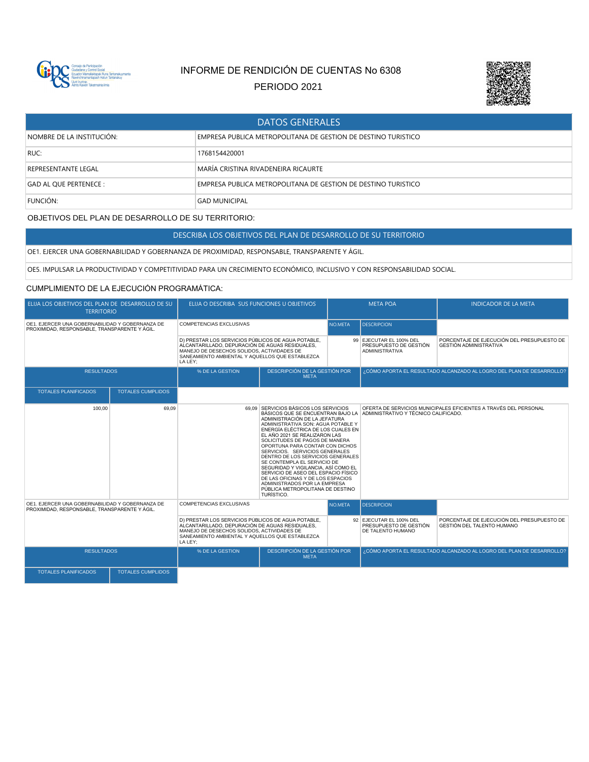# INFORME DE RENDICIÓN DE CUENTAS No 6308

PERIODO 2021

## DATOS GENERALES

| | |
|---|---|
| NOMBRE DE LA INSTITUCIÓN: | EMPRESA PUBLICA METROPOLITANA DE GESTION DE DESTINO TURISTICO |
| RUC: | 1768154420001 |
| REPRESENTANTE LEGAL | MARÍA CRISTINA RIVADENEIRA RICAURTE |
| GAD AL QUE PERTENECE : | EMPRESA PUBLICA METROPOLITANA DE GESTION DE DESTINO TURISTICO |
| FUNCIÓN: | GAD MUNICIPAL |

OBJETIVOS DEL PLAN DE DESARROLLO DE SU TERRITORIO:

| DESCRIBA LOS OBJETIVOS DEL PLAN DE DESARROLLO DE SU TERRITORIO |
|---|
| OE1. EJERCER UNA GOBERNABILIDAD Y GOBERNANZA DE PROXIMIDAD, RESPONSABLE, TRANSPARENTE Y ÁGIL. |
| OE5. IMPULSAR LA PRODUCTIVIDAD Y COMPETITIVIDAD PARA UN CRECIMIENTO ECONÓMICO, INCLUSIVO Y CON RESPONSABILIDAD SOCIAL. |

CUMPLIMIENTO DE LA EJECUCIÓN PROGRAMÁTICA:

| ELIJA LOS OBJETIVOS DEL PLAN DE DESARROLLO DE SU TERRITORIO | | ELIJA O DESCRIBA SUS FUNCIONES U OBJETIVOS | | META POA | | INDICADOR DE LA META |
|---|---|---|---|---|---|---|
| OE1. EJERCER UNA GOBERNABILIDAD Y GOBERNANZA DE PROXIMIDAD, RESPONSABLE, TRANSPARENTE Y ÁGIL. | | COMPETENCIAS EXCLUSIVAS | | NO.META | DESCRIPCION | |
| | | D) PRESTAR LOS SERVICIOS PÚBLICOS DE AGUA POTABLE, ALCANTARILLADO, DEPURACIÓN DE AGUAS RESIDUALES, MANEJO DE DESECHOS SOLIDOS, ACTIVIDADES DE SANEAMIENTO AMBIENTAL Y AQUELLOS QUE ESTABLEZCA LA LEY; | | 99 | EJECUTAR EL 100% DEL PRESUPUESTO DE GESTIÓN ADMINISTRATIVA | PORCENTAJE DE EJECUCIÓN DEL PRESUPUESTO DE GESTIÓN ADMINISTRATIVA |
| RESULTADOS | | % DE LA GESTION | DESCRIPCIÓN DE LA GESTIÓN POR META | | ¿CÓMO APORTA EL RESULTADO ALCANZADO AL LOGRO DEL PLAN DE DESARROLLO? | |
| TOTALES PLANIFICADOS | TOTALES CUMPLIDOS | | | | | |
| 100,00 | 69,09 | 69,09 | SERVICIOS BÁSICOS LOS SERVICIOS BÁSICOS QUE SE ENCUENTRAN BAJO LA ADMINISTRACIÓN DE LA JEFATURA ADMINISTRATIVA SON: AGUA POTABLE Y ENERGÍA ELÉCTRICA DE LOS CUALES EN EL AÑO 2021 SE REALIZARON LAS SOLICITUDES DE PAGOS DE MANERA OPORTUNA PARA CONTAR CON DICHOS SERVICIOS. SERVICIOS GENERALES DENTRO DE LOS SERVICIOS GENERALES SE CONTEMPLA EL SERVICIO DE SEGURIDAD Y VIGILANCIA, ASÍ COMO EL SERVICIO DE ASEO DEL ESPACIO FÍSICO DE LAS OFICINAS Y DE LOS ESPACIOS ADMINISTRADOS POR LA EMPRESA PÚBLICA METROPOLITANA DE DESTINO TURÍSTICO. | | OFERTA DE SERVICIOS MUNICIPALES EFICIENTES A TRAVÉS DEL PERSONAL ADMINISTRATIVO Y TÉCNICO CALIFICADO. | |
| OE1. EJERCER UNA GOBERNABILIDAD Y GOBERNANZA DE PROXIMIDAD, RESPONSABLE, TRANSPARENTE Y ÁGIL. | | COMPETENCIAS EXCLUSIVAS | | NO.META | DESCRIPCION | |
| | | D) PRESTAR LOS SERVICIOS PÚBLICOS DE AGUA POTABLE, ALCANTARILLADO, DEPURACIÓN DE AGUAS RESIDUALES, MANEJO DE DESECHOS SOLIDOS, ACTIVIDADES DE SANEAMIENTO AMBIENTAL Y AQUELLOS QUE ESTABLEZCA LA LEY; | | 92 | EJECUTAR EL 100% DEL PRESUPUESTO DE GESTIÓN DE TALENTO HUMANO | PORCENTAJE DE EJECUCIÓN DEL PRESUPUESTO DE GESTIÓN DEL TALENTO HUMANO |
| RESULTADOS | | % DE LA GESTION | DESCRIPCIÓN DE LA GESTIÓN POR META | | ¿CÓMO APORTA EL RESULTADO ALCANZADO AL LOGRO DEL PLAN DE DESARROLLO? | |
| TOTALES PLANIFICADOS | TOTALES CUMPLIDOS | | | | | |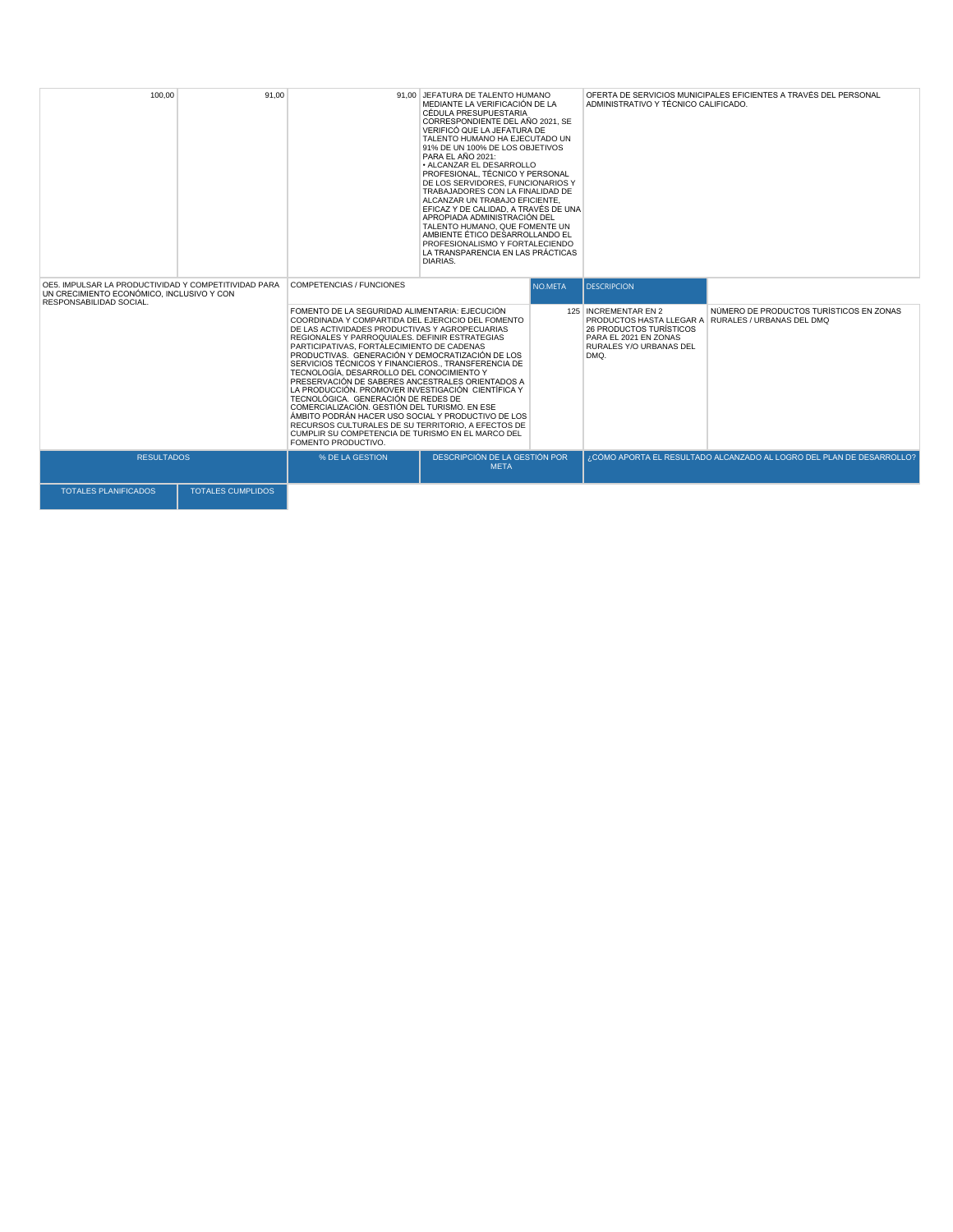| | | | | | | |
|---|---|---|---|---|---|---|
| 100,00 | 91,00 | 91,00 | JEFATURA DE TALENTO HUMANO MEDIANTE LA VERIFICACIÓN DE LA CÉDULA PRESUPUESTARIA CORRESPONDIENTE DEL AÑO 2021, SE VERIFICÓ QUE LA JEFATURA DE TALENTO HUMANO HA EJECUTADO UN 91% DE UN 100% DE LOS OBJETIVOS PARA EL AÑO 2021:<br>• ALCANZAR EL DESARROLLO PROFESIONAL, TÉCNICO Y PERSONAL DE LOS SERVIDORES, FUNCIONARIOS Y TRABAJADORES CON LA FINALIDAD DE ALCANZAR UN TRABAJO EFICIENTE, EFICAZ Y DE CALIDAD, A TRAVÉS DE UNA APROPIADA ADMINISTRACIÓN DEL TALENTO HUMANO, QUE FOMENTE UN AMBIENTE ÉTICO DESARROLLANDO EL PROFESIONALISMO Y FORTALECIENDO LA TRANSPARENCIA EN LAS PRÁCTICAS DIARIAS. | OFERTA DE SERVICIOS MUNICIPALES EFICIENTES A TRAVÉS DEL PERSONAL ADMINISTRATIVO Y TÉCNICO CALIFICADO. | |
| OE5. IMPULSAR LA PRODUCTIVIDAD Y COMPETITIVIDAD PARA UN CRECIMIENTO ECONÓMICO, INCLUSIVO Y CON RESPONSABILIDAD SOCIAL. | | COMPETENCIAS / FUNCIONES | | NO.META | DESCRIPCION | |
| | | FOMENTO DE LA SEGURIDAD ALIMENTARIA: EJECUCIÓN COORDINADA Y COMPARTIDA DEL EJERCICIO DEL FOMENTO DE LAS ACTIVIDADES PRODUCTIVAS Y AGROPECUARIAS REGIONALES Y PARROQUIALES. DEFINIR ESTRATEGIAS PARTICIPATIVAS, FORTALECIMIENTO DE CADENAS PRODUCTIVAS. GENERACIÓN Y DEMOCRATIZACIÓN DE LOS SERVICIOS TÉCNICOS Y FINANCIEROS., TRANSFERENCIA DE TECNOLOGÍA, DESARROLLO DEL CONOCIMIENTO Y PRESERVACIÓN DE SABERES ANCESTRALES ORIENTADOS A LA PRODUCCIÓN. PROMOVER INVESTIGACIÓN CIENTÍFICA Y TECNOLÓGICA. GENERACIÓN DE REDES DE COMERCIALIZACIÓN. GESTIÓN DEL TURISMO. EN ESE ÁMBITO PODRÁN HACER USO SOCIAL Y PRODUCTIVO DE LOS RECURSOS CULTURALES DE SU TERRITORIO, A EFECTOS DE CUMPLIR SU COMPETENCIA DE TURISMO EN EL MARCO DEL FOMENTO PRODUCTIVO. | | 125 | INCREMENTAR EN 2 PRODUCTOS HASTA LLEGAR A 26 PRODUCTOS TURÍSTICOS PARA EL 2021 EN ZONAS RURALES Y/O URBANAS DEL DMQ. | NÚMERO DE PRODUCTOS TURÍSTICOS EN ZONAS RURALES / URBANAS DEL DMQ |
| RESULTADOS | | % DE LA GESTION | DESCRIPCIÓN DE LA GESTIÓN POR META | | ¿CÓMO APORTA EL RESULTADO ALCANZADO AL LOGRO DEL PLAN DE DESARROLLO? | |
| TOTALES PLANIFICADOS | TOTALES CUMPLIDOS | | | | | |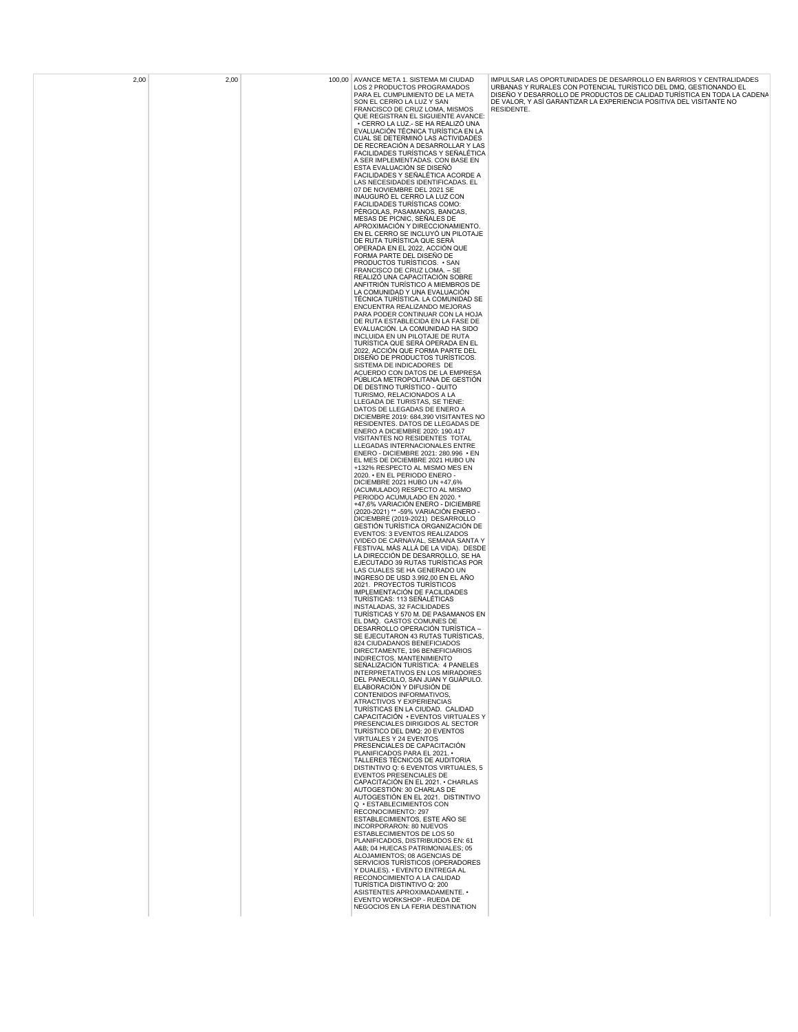| | | | | |
|---|---|---|---|---|
| 2,00 | 2,00 | 100,00 | AVANCE META 1. SISTEMA MI CIUDAD LOS 2 PRODUCTOS PROGRAMADOS PARA EL CUMPLIMIENTO DE LA META SON EL CERRO LA LUZ Y SAN FRANCISCO DE CRUZ LOMA, MISMOS QUE REGISTRAN EL SIGUIENTE AVANCE: • CERRO LA LUZ.- SE HA REALIZÓ UNA EVALUACIÓN TÉCNICA TURÍSTICA EN LA CUAL SE DETERMINÓ LAS ACTIVIDADES DE RECREACIÓN A DESARROLLAR Y LAS FACILIDADES TURÍSTICAS Y SEÑALÉTICA A SER IMPLEMENTADAS. CON BASE EN ESTA EVALUACIÓN SE DISEÑÓ FACILIDADES Y SEÑALÉTICA ACORDE A LAS NECESIDADES IDENTIFICADAS. EL 07 DE NOVIEMBRE DEL 2021 SE INAUGURÓ EL CERRO LA LUZ CON FACILIDADES TURÍSTICAS COMO: PÉRGOLAS, PASAMANOS, BANCAS, MESAS DE PICNIC, SEÑALES DE APROXIMACIÓN Y DIRECCIONAMIENTO. EN EL CERRO SE INCLUYÓ UN PILOTAJE DE RUTA TURÍSTICA QUE SERÁ OPERADA EN EL 2022, ACCIÓN QUE FORMA PARTE DEL DISEÑO DE PRODUCTOS TURÍSTICOS. • SAN FRANCISCO DE CRUZ LOMA. – SE REALIZÓ UNA CAPACITACIÓN SOBRE ANFITRIÓN TURÍSTICO A MIEMBROS DE LA COMUNIDAD Y UNA EVALUACIÓN TÉCNICA TURÍSTICA. LA COMUNIDAD SE ENCUENTRA REALIZANDO MEJORAS PARA PODER CONTINUAR CON LA HOJA DE RUTA ESTABLECIDA EN LA FASE DE EVALUACIÓN. LA COMUNIDAD HA SIDO INCLUIDA EN UN PILOTAJE DE RUTA TURÍSTICA QUE SERÁ OPERADA EN EL 2022, ACCIÓN QUE FORMA PARTE DEL DISEÑO DE PRODUCTOS TURÍSTICOS. SISTEMA DE INDICADORES DE ACUERDO CON DATOS DE LA EMPRESA PÚBLICA METROPOLITANA DE GESTIÓN DE DESTINO TURÍSTICO - QUITO TURISMO, RELACIONADOS A LA LLEGADA DE TURISTAS, SE TIENE: DATOS DE LLEGADAS DE ENERO A DICIEMBRE 2019: 684,390 VISITANTES NO RESIDENTES. DATOS DE LLEGADAS DE ENERO A DICIEMBRE 2020: 190.417 VISITANTES NO RESIDENTES TOTAL LLEGADAS INTERNACIONALES ENTRE ENERO - DICIEMBRE 2021: 280.996 • EN EL MES DE DICIEMBRE 2021 HUBO UN +132% RESPECTO AL MISMO MES EN 2020. • EN EL PERIODO ENERO - DICIEMBRE 2021 HUBO UN +47,6% (ACUMULADO) RESPECTO AL MISMO PERIODO ACUMULADO EN 2020. * +47,6% VARIACIÓN ENERO - DICIEMBRE (2020-2021) ** -59% VARIACIÓN ENERO - DICIEMBRE (2019-2021) DESARROLLO GESTIÓN TURÍSTICA ORGANIZACIÓN DE EVENTOS: 3 EVENTOS REALIZADOS (VIDEO DE CARNAVAL, SEMANA SANTA Y FESTIVAL MÁS ALLÁ DE LA VIDA). DESDE LA DIRECCIÓN DE DESARROLLO, SE HA EJECUTADO 39 RUTAS TURÍSTICAS POR LAS CUALES SE HA GENERADO UN INGRESO DE USD 3.992,00 EN EL AÑO 2021. PROYECTOS TURÍSTICOS IMPLEMENTACIÓN DE FACILIDADES TURÍSTICAS: 113 SEÑALÉTICAS INSTALADAS, 32 FACILIDADES TURÍSTICAS Y 570 M. DE PASAMANOS EN EL DMQ. GASTOS COMUNES DE DESARROLLO OPERACIÓN TURÍSTICA – SE EJECUTARON 43 RUTAS TURÍSTICAS, 824 CIUDADANOS BENEFICIADOS DIRECTAMENTE, 196 BENEFICIARIOS INDIRECTOS, MANTENIMIENTO SEÑALIZACIÓN TURÍSTICA: 4 PANELES INTERPRETATIVOS EN LOS MIRADORES DEL PANECILLO, SAN JUAN Y GUÁPULO. ELABORACIÓN Y DIFUSIÓN DE CONTENIDOS INFORMATIVOS, ATRACTIVOS Y EXPERIENCIAS TURÍSTICAS EN LA CIUDAD. CALIDAD CAPACITACIÓN • EVENTOS VIRTUALES Y PRESENCIALES DIRIGIDOS AL SECTOR TURÍSTICO DEL DMQ: 20 EVENTOS VIRTUALES Y 24 EVENTOS PRESENCIALES DE CAPACITACIÓN PLANIFICADOS PARA EL 2021. • TALLERES TÉCNICOS DE AUDITORIA DISTINTIVO Q: 6 EVENTOS VIRTUALES, 5 EVENTOS PRESENCIALES DE CAPACITACIÓN EN EL 2021. • CHARLAS AUTOGESTIÓN: 30 CHARLAS DE AUTOGESTIÓN EN EL 2021. DISTINTIVO Q • ESTABLECIMIENTOS CON RECONOCIMIENTO: 297 ESTABLECIMIENTOS, ESTE AÑO SE INCORPORARON: 80 NUEVOS ESTABLECIMIENTOS DE LOS 50 PLANIFICADOS, DISTRIBUIDOS EN: 61 A&B; 04 HUECAS PATRIMONIALES; 05 ALOJAMIENTOS; 08 AGENCIAS DE SERVICIOS TURÍSTICOS (OPERADORES Y DUALES). • EVENTO ENTREGA AL RECONOCIMIENTO A LA CALIDAD TURÍSTICA DISTINTIVO Q: 200 ASISTENTES APROXIMADAMENTE. • EVENTO WORKSHOP - RUEDA DE NEGOCIOS EN LA FERIA DESTINATION | IMPULSAR LAS OPORTUNIDADES DE DESARROLLO EN BARRIOS Y CENTRALIDADES URBANAS Y RURALES CON POTENCIAL TURÍSTICO DEL DMQ, GESTIONANDO EL DISEÑO Y DESARROLLO DE PRODUCTOS DE CALIDAD TURÍSTICA EN TODA LA CADENA DE VALOR, Y ASÍ GARANTIZAR LA EXPERIENCIA POSITIVA DEL VISITANTE NO RESIDENTE. |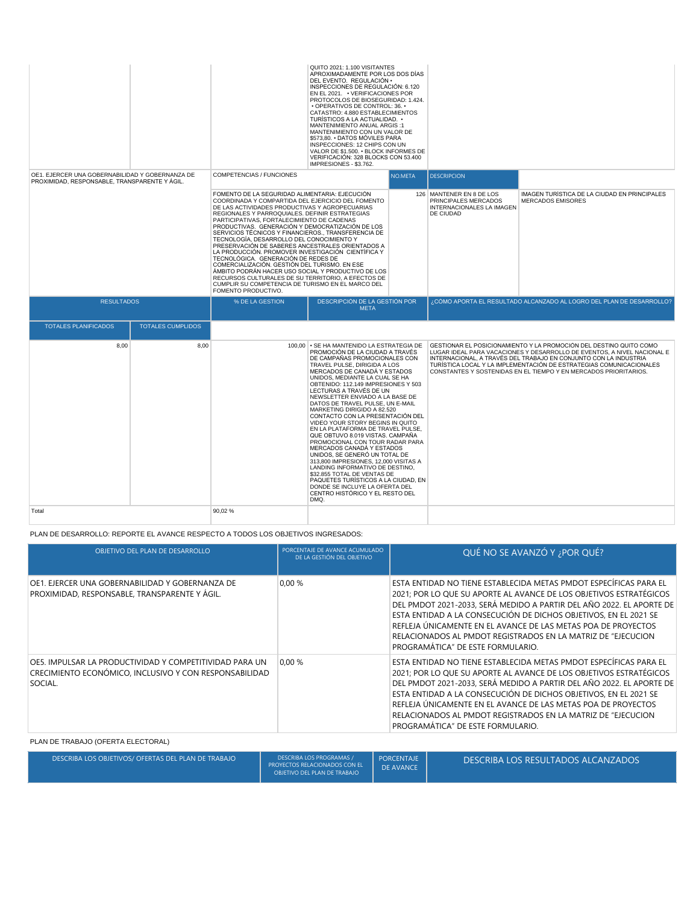| | | | QUITO 2021: 1.100 VISITANTES APROXIMADAMENTE POR LOS DOS DÍAS DEL EVENTO. REGULACIÓN • INSPECCIONES DE REGULACIÓN: 6.120 EN EL 2021. • VERIFICACIONES POR PROTOCOLOS DE BIOSEGURIDAD: 1.424. • OPERATIVOS DE CONTROL: 36. • CATASTRO: 4.880 ESTABLECIMIENTOS TURÍSTICOS A LA ACTUALIDAD. • MANTENIMIENTO ANUAL ARGIS :1 MANTENIMIENTO CON UN VALOR DE $573,80. • DATOS MÓVILES PARA INSPECCIONES: 12 CHIPS CON UN VALOR DE $1.500. • BLOCK INFORMES DE VERIFICACIÓN: 328 BLOCKS CON 53.400 IMPRESIONES - $3.762. | |
|---|---|---|---|---|

| OE1. EJERCER UNA GOBERNABILIDAD Y GOBERNANZA DE PROXIMIDAD, RESPONSABLE, TRANSPARENTE Y ÁGIL. | COMPETENCIAS / FUNCIONES | NO.META | DESCRIPCION | |
|---|---|---|---|---|
| | FOMENTO DE LA SEGURIDAD ALIMENTARIA: EJECUCIÓN COORDINADA Y COMPARTIDA DEL EJERCICIO DEL FOMENTO DE LAS ACTIVIDADES PRODUCTIVAS Y AGROPECUARIAS REGIONALES Y PARROQUIALES. DEFINIR ESTRATEGIAS PARTICIPATIVAS, FORTALECIMIENTO DE CADENAS PRODUCTIVAS. GENERACIÓN Y DEMOCRATIZACIÓN DE LOS SERVICIOS TÉCNICOS Y FINANCIEROS., TRANSFERENCIA DE TECNOLOGÍA, DESARROLLO DEL CONOCIMIENTO Y PRESERVACIÓN DE SABERES ANCESTRALES ORIENTADOS A LA PRODUCCIÓN. PROMOVER INVESTIGACIÓN CIENTÍFICA Y TECNOLÓGICA. GENERACIÓN DE REDES DE COMERCIALIZACIÓN. GESTIÓN DEL TURISMO. EN ESE ÁMBITO PODRÁN HACER USO SOCIAL Y PRODUCTIVO DE LOS RECURSOS CULTURALES DE SU TERRITORIO, A EFECTOS DE CUMPLIR SU COMPETENCIA DE TURISMO EN EL MARCO DEL FOMENTO PRODUCTIVO. | 126 | MANTENER EN 8 DE LOS PRINCIPALES MERCADOS INTERNACIONALES LA IMAGEN DE CIUDAD | IMAGEN TURÍSTICA DE LA CIUDAD EN PRINCIPALES MERCADOS EMISORES |

| RESULTADOS | | % DE LA GESTION | DESCRIPCION DE LA GESTIÓN POR META | ¿CÓMO APORTA EL RESULTADO ALCANZADO AL LOGRO DEL PLAN DE DESARROLLO? |
|---|---|---|---|---|
| TOTALES PLANIFICADOS | TOTALES CUMPLIDOS | | | |
| 8,00 | 8,00 | 100,00 | • SE HA MANTENIDO LA ESTRATEGIA DE PROMOCIÓN DE LA CIUDAD A TRAVÉS DE CAMPAÑAS PROMOCIONALES CON TRAVEL PULSE, DIRIGIDA A LOS MERCADOS DE CANADÁ Y ESTADOS UNIDOS, MEDIANTE LA CUAL SE HA OBTENIDO: 112.149 IMPRESIONES Y 503 LECTURAS A TRAVÉS DE UN NEWSLETTER ENVIADO A LA BASE DE DATOS DE TRAVEL PULSE, UN E-MAIL MARKETING DIRIGIDO A 82.520 CONTACTO CON LA PRESENTACIÓN DEL VIDEO YOUR STORY BEGINS IN QUITO EN LA PLATAFORMA DE TRAVEL PULSE, QUE OBTUVO 8.019 VISTAS. CAMPAÑA PROMOCIONAL CON TOUR RADAR PARA MERCADOS CANADÁ Y ESTADOS UNIDOS, SE GENERÓ UN TOTAL DE 313,800 IMPRESIONES, 12,000 VISITAS A LANDING INFORMATIVO DE DESTINO, $32,855 TOTAL DE VENTAS DE PAQUETES TURÍSTICOS A LA CIUDAD, EN DONDE SE INCLUYE LA OFERTA DEL CENTRO HISTÓRICO Y EL RESTO DEL DMQ. | GESTIONAR EL POSICIONAMIENTO Y LA PROMOCIÓN DEL DESTINO QUITO COMO LUGAR IDEAL PARA VACACIONES Y DESARROLLO DE EVENTOS, A NIVEL NACIONAL E INTERNACIONAL, A TRAVÉS DEL TRABAJO EN CONJUNTO CON LA INDUSTRIA TURÍSTICA LOCAL Y LA IMPLEMENTACIÓN DE ESTRATEGIAS COMUNICACIONALES CONSTANTES Y SOSTENIDAS EN EL TIEMPO Y EN MERCADOS PRIORITARIOS. |
| Total | | 90,02 % | | |

PLAN DE DESARROLLO: REPORTE EL AVANCE RESPECTO A TODOS LOS OBJETIVOS INGRESADOS:

| OBJETIVO DEL PLAN DE DESARROLLO | PORCENTAJE DE AVANCE ACUMULADO DE LA GESTIÓN DEL OBJETIVO | QUÉ NO SE AVANZÓ Y ¿POR QUÉ? |
|---|---|---|
| OE1. EJERCER UNA GOBERNABILIDAD Y GOBERNANZA DE PROXIMIDAD, RESPONSABLE, TRANSPARENTE Y ÁGIL. | 0,00 % | ESTA ENTIDAD NO TIENE ESTABLECIDA METAS PMDOT ESPECÍFICAS PARA EL 2021; POR LO QUE SU APORTE AL AVANCE DE LOS OBJETIVOS ESTRATÉGICOS DEL PMDOT 2021-2033, SERÁ MEDIDO A PARTIR DEL AÑO 2022. EL APORTE DE ESTA ENTIDAD A LA CONSECUCIÓN DE DICHOS OBJETIVOS, EN EL 2021 SE REFLEJA ÚNICAMENTE EN EL AVANCE DE LAS METAS POA DE PROYECTOS RELACIONADOS AL PMDOT REGISTRADOS EN LA MATRIZ DE "EJECUCION PROGRAMÁTICA" DE ESTE FORMULARIO. |
| OE5. IMPULSAR LA PRODUCTIVIDAD Y COMPETITIVIDAD PARA UN CRECIMIENTO ECONÓMICO, INCLUSIVO Y CON RESPONSABILIDAD SOCIAL. | 0,00 % | ESTA ENTIDAD NO TIENE ESTABLECIDA METAS PMDOT ESPECÍFICAS PARA EL 2021; POR LO QUE SU APORTE AL AVANCE DE LOS OBJETIVOS ESTRATÉGICOS DEL PMDOT 2021-2033, SERÁ MEDIDO A PARTIR DEL AÑO 2022. EL APORTE DE ESTA ENTIDAD A LA CONSECUCIÓN DE DICHOS OBJETIVOS, EN EL 2021 SE REFLEJA ÚNICAMENTE EN EL AVANCE DE LAS METAS POA DE PROYECTOS RELACIONADOS AL PMDOT REGISTRADOS EN LA MATRIZ DE "EJECUCION PROGRAMÁTICA" DE ESTE FORMULARIO. |

PLAN DE TRABAJO (OFERTA ELECTORAL)

| DESCRIBA LOS OBJETIVOS/ OFERTAS DEL PLAN DE TRABAJO | DESCRIBA LOS PROGRAMAS / PROYECTOS RELACIONADOS CON EL OBJETIVO DEL PLAN DE TRABAJO | PORCENTAJE DE AVANCE | DESCRIBA LOS RESULTADOS ALCANZADOS |
|---|---|---|---|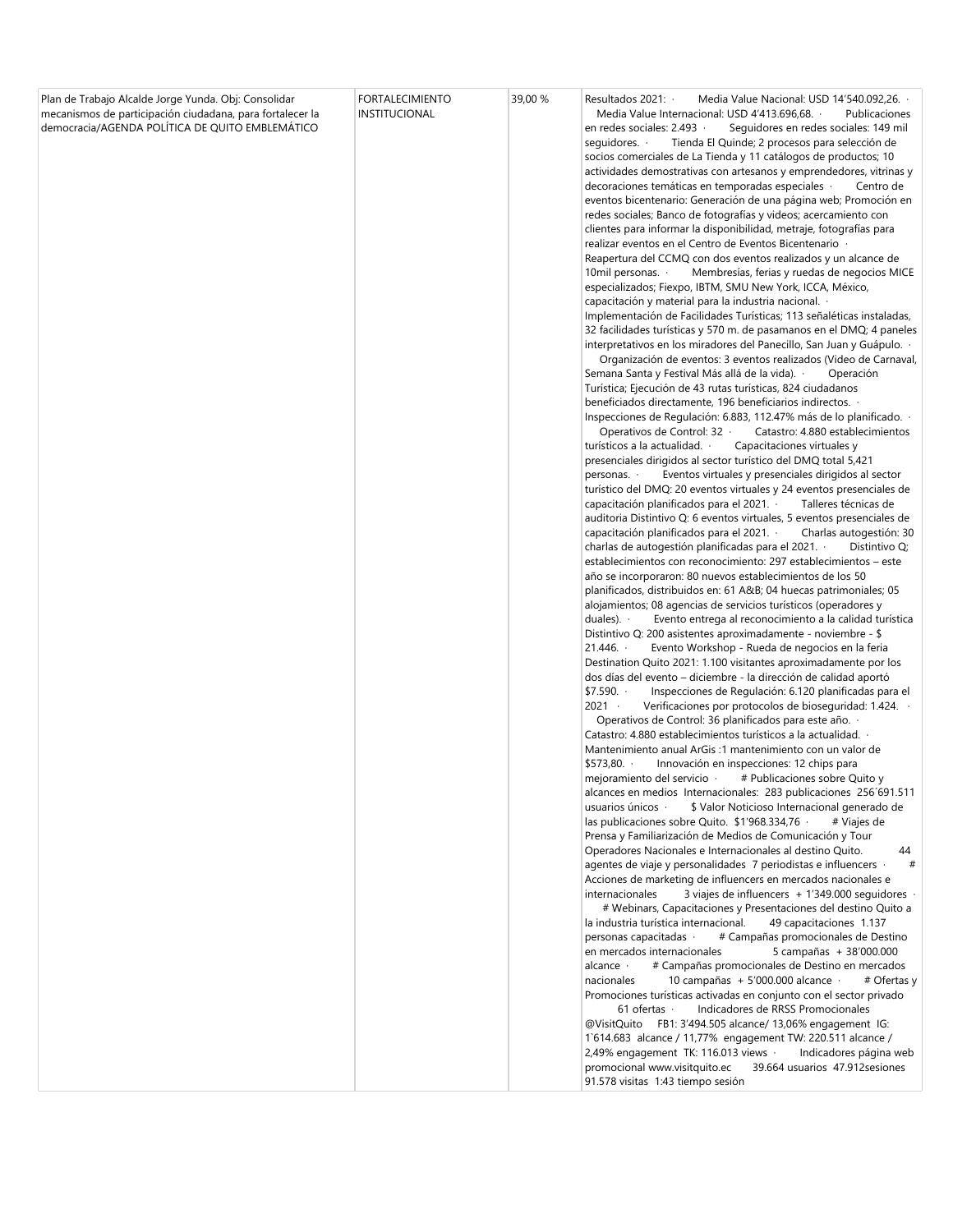| | | | |
|---|---|---|---|
| Plan de Trabajo Alcalde Jorge Yunda. Obj: Consolidar mecanismos de participación ciudadana, para fortalecer la democracia/AGENDA POLÍTICA DE QUITO EMBLEMÁTICO | FORTALECIMIENTO INSTITUCIONAL | 39,00 % | Resultados 2021: · Media Value Nacional: USD 14'540.092,26. · Media Value Internacional: USD 4'413.696,68. · Publicaciones en redes sociales: 2.493 · Seguidores en redes sociales: 149 mil seguidores. · Tienda El Quinde; 2 procesos para selección de socios comerciales de La Tienda y 11 catálogos de productos; 10 actividades demostrativas con artesanos y emprendedores, vitrinas y decoraciones temáticas en temporadas especiales · Centro de eventos bicentenario: Generación de una página web; Promoción en redes sociales; Banco de fotografías y videos; acercamiento con clientes para informar la disponibilidad, metraje, fotografías para realizar eventos en el Centro de Eventos Bicentenario · Reapertura del CCMQ con dos eventos realizados y un alcance de 10mil personas. · Membresías, ferias y ruedas de negocios MICE especializados; Fiexpo, IBTM, SMU New York, ICCA, México, capacitación y material para la industria nacional. · Implementación de Facilidades Turísticas; 113 señaléticas instaladas, 32 facilidades turísticas y 570 m. de pasamanos en el DMQ; 4 paneles interpretativos en los miradores del Panecillo, San Juan y Guápulo. · Organización de eventos: 3 eventos realizados (Video de Carnaval, Semana Santa y Festival Más allá de la vida). · Operación Turística; Ejecución de 43 rutas turísticas, 824 ciudadanos beneficiados directamente, 196 beneficiarios indirectos. · Inspecciones de Regulación: 6.883, 112.47% más de lo planificado. · Operativos de Control: 32 · Catastro: 4.880 establecimientos turísticos a la actualidad. · Capacitaciones virtuales y presenciales dirigidos al sector turístico del DMQ total 5,421 personas. · Eventos virtuales y presenciales dirigidos al sector turístico del DMQ: 20 eventos virtuales y 24 eventos presenciales de capacitación planificados para el 2021. · Talleres técnicas de auditoria Distintivo Q: 6 eventos virtuales, 5 eventos presenciales de capacitación planificados para el 2021. · Charlas autogestión: 30 charlas de autogestión planificadas para el 2021. · Distintivo Q; establecimientos con reconocimiento: 297 establecimientos – este año se incorporaron: 80 nuevos establecimientos de los 50 planificados, distribuidos en: 61 A&B; 04 huecas patrimoniales; 05 alojamientos; 08 agencias de servicios turísticos (operadores y duales). · Evento entrega al reconocimiento a la calidad turística Distintivo Q: 200 asistentes aproximadamente - noviembre - $ 21.446. · Evento Workshop - Rueda de negocios en la feria Destination Quito 2021: 1.100 visitantes aproximadamente por los dos días del evento – diciembre - la dirección de calidad aportó $7.590. · Inspecciones de Regulación: 6.120 planificadas para el 2021 · Verificaciones por protocolos de bioseguridad: 1.424. · Operativos de Control: 36 planificados para este año. · Catastro: 4.880 establecimientos turísticos a la actualidad. · Mantenimiento anual ArGis :1 mantenimiento con un valor de $573,80. · Innovación en inspecciones: 12 chips para mejoramiento del servicio · # Publicaciones sobre Quito y alcances en medios Internacionales: 283 publicaciones 256´691.511 usuarios únicos · $ Valor Noticioso Internacional generado de las publicaciones sobre Quito. $1'968.334,76 · # Viajes de Prensa y Familiarización de Medios de Comunicación y Tour Operadores Nacionales e Internacionales al destino Quito. 44 agentes de viaje y personalidades 7 periodistas e influencers · # Acciones de marketing de influencers en mercados nacionales e internacionales 3 viajes de influencers + 1'349.000 seguidores · # Webinars, Capacitaciones y Presentaciones del destino Quito a la industria turística internacional. 49 capacitaciones 1.137 personas capacitadas · # Campañas promocionales de Destino en mercados internacionales 5 campañas + 38'000.000 alcance · # Campañas promocionales de Destino en mercados nacionales 10 campañas + 5'000.000 alcance · # Ofertas y Promociones turísticas activadas en conjunto con el sector privado 61 ofertas · Indicadores de RRSS Promocionales @VisitQuito FB1: 3'494.505 alcance/ 13,06% engagement IG: 1`614.683 alcance / 11,77% engagement TW: 220.511 alcance / 2,49% engagement TK: 116.013 views · Indicadores página web promocional www.visitquito.ec 39.664 usuarios 47.912sesiones 91.578 visitas 1:43 tiempo sesión |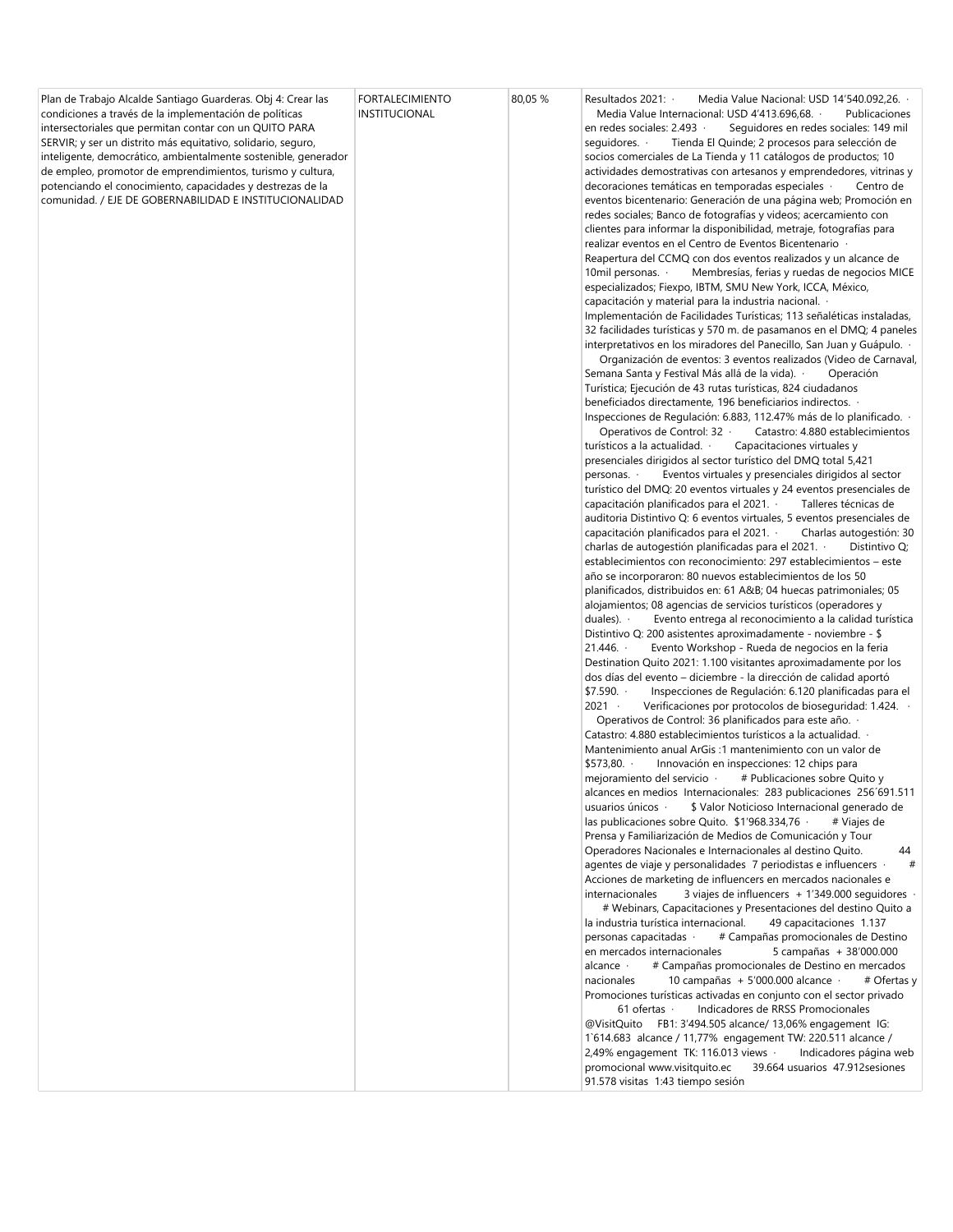| | | | |
|---|---|---|---|
| Plan de Trabajo Alcalde Santiago Guarderas. Obj 4: Crear las condiciones a través de la implementación de políticas intersectoriales que permitan contar con un QUITO PARA SERVIR; y ser un distrito más equitativo, solidario, seguro, inteligente, democrático, ambientalmente sostenible, generador de empleo, promotor de emprendimientos, turismo y cultura, potenciando el conocimiento, capacidades y destrezas de la comunidad. / EJE DE GOBERNABILIDAD E INSTITUCIONALIDAD | FORTALECIMIENTO INSTITUCIONAL | 80,05 % | Resultados 2021: · Media Value Nacional: USD 14'540.092,26. · Media Value Internacional: USD 4'413.696,68. · Publicaciones en redes sociales: 2.493 · Seguidores en redes sociales: 149 mil seguidores. · Tienda El Quinde; 2 procesos para selección de socios comerciales de La Tienda y 11 catálogos de productos; 10 actividades demostrativas con artesanos y emprendedores, vitrinas y decoraciones temáticas en temporadas especiales · Centro de eventos bicentenario: Generación de una página web; Promoción en redes sociales; Banco de fotografías y videos; acercamiento con clientes para informar la disponibilidad, metraje, fotografías para realizar eventos en el Centro de Eventos Bicentenario · Reapertura del CCMQ con dos eventos realizados y un alcance de 10mil personas. · Membresías, ferias y ruedas de negocios MICE especializados; Fiexpo, IBTM, SMU New York, ICCA, México, capacitación y material para la industria nacional. · Implementación de Facilidades Turísticas; 113 señaléticas instaladas, 32 facilidades turísticas y 570 m. de pasamanos en el DMQ; 4 paneles interpretativos en los miradores del Panecillo, San Juan y Guápulo. · Organización de eventos: 3 eventos realizados (Video de Carnaval, Semana Santa y Festival Más allá de la vida). · Operación Turística; Ejecución de 43 rutas turísticas, 824 ciudadanos beneficiados directamente, 196 beneficiarios indirectos. · Inspecciones de Regulación: 6.883, 112.47% más de lo planificado. · Operativos de Control: 32 · Catastro: 4.880 establecimientos turísticos a la actualidad. · Capacitaciones virtuales y presenciales dirigidos al sector turístico del DMQ total 5,421 personas. · Eventos virtuales y presenciales dirigidos al sector turístico del DMQ: 20 eventos virtuales y 24 eventos presenciales de capacitación planificados para el 2021. · Talleres técnicas de auditoria Distintivo Q: 6 eventos virtuales, 5 eventos presenciales de capacitación planificados para el 2021. · Charlas autogestión: 30 charlas de autogestión planificadas para el 2021. · Distintivo Q; establecimientos con reconocimiento: 297 establecimientos – este año se incorporaron: 80 nuevos establecimientos de los 50 planificados, distribuidos en: 61 A&B; 04 huecas patrimoniales; 05 alojamientos; 08 agencias de servicios turísticos (operadores y duales). · Evento entrega al reconocimiento a la calidad turística Distintivo Q: 200 asistentes aproximadamente - noviembre - $ 21.446. · Evento Workshop - Rueda de negocios en la feria Destination Quito 2021: 1.100 visitantes aproximadamente por los dos días del evento – diciembre - la dirección de calidad aportó $7.590. · Inspecciones de Regulación: 6.120 planificadas para el 2021 · Verificaciones por protocolos de bioseguridad: 1.424. · Operativos de Control: 36 planificados para este año. · Catastro: 4.880 establecimientos turísticos a la actualidad. · Mantenimiento anual ArGis :1 mantenimiento con un valor de $573,80. · Innovación en inspecciones: 12 chips para mejoramiento del servicio · # Publicaciones sobre Quito y alcances en medios Internacionales: 283 publicaciones 256´691.511 usuarios únicos · $ Valor Noticioso Internacional generado de las publicaciones sobre Quito. $1'968.334,76 · # Viajes de Prensa y Familiarización de Medios de Comunicación y Tour Operadores Nacionales e Internacionales al destino Quito. 44 agentes de viaje y personalidades 7 periodistas e influencers · # Acciones de marketing de influencers en mercados nacionales e internacionales 3 viajes de influencers + 1'349.000 seguidores · # Webinars, Capacitaciones y Presentaciones del destino Quito a la industria turística internacional. 49 capacitaciones 1.137 personas capacitadas · # Campañas promocionales de Destino en mercados internacionales 5 campañas + 38'000.000 alcance · # Campañas promocionales de Destino en mercados nacionales 10 campañas + 5'000.000 alcance · # Ofertas y Promociones turísticas activadas en conjunto con el sector privado 61 ofertas · Indicadores de RRSS Promocionales @VisitQuito FB1: 3'494.505 alcance/ 13,06% engagement IG: 1`614.683 alcance / 11,77% engagement TW: 220.511 alcance / 2,49% engagement TK: 116.013 views · Indicadores página web promocional www.visitquito.ec 39.664 usuarios 47.912sesiones 91.578 visitas 1:43 tiempo sesión |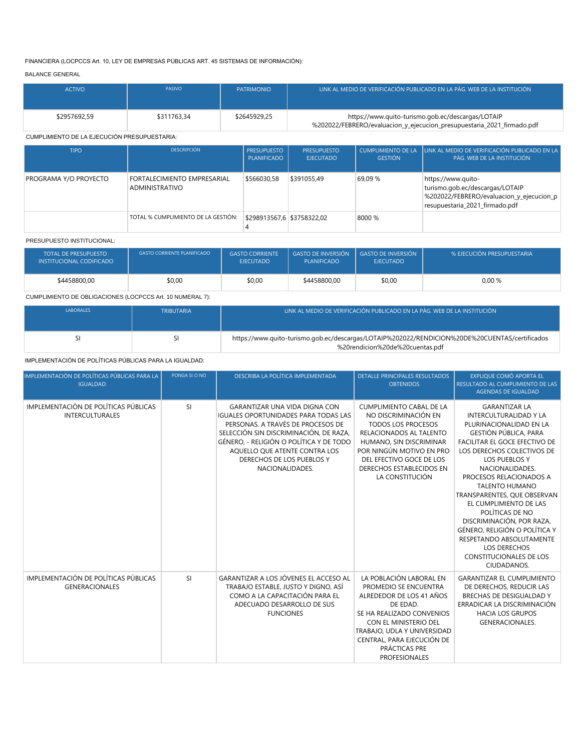FINANCIERA (LOCPCCS Art. 10, LEY DE EMPRESAS PÚBLICAS ART. 45 SISTEMAS DE INFORMACIÓN):

BALANCE GENERAL

| ACTIVO | PASIVO | PATRIMONIO | LINK AL MEDIO DE VERIFICACIÓN PUBLICADO EN LA PÁG. WEB DE LA INSTITUCIÓN |
|---|---|---|---|
| $2957692,59 | $311763,34 | $2645929,25 | https://www.quito-turismo.gob.ec/descargas/LOTAIP %202022/FEBRERO/evaluacion_y_ejecucion_presupuestaria_2021_firmado.pdf |

CUMPLIMIENTO DE LA EJECUCIÓN PRESUPUESTARIA:

| TIPO | DESCRIPCIÓN | PRESUPUESTO PLANIFICADO | PRESUPUESTO EJECUTADO | CUMPLIMIENTO DE LA GESTIÓN | LINK AL MEDIO DE VERIFICACIÓN PUBLICADO EN LA PÁG. WEB DE LA INSTITUCIÓN |
|---|---|---|---|---|---|
| PROGRAMA Y/O PROYECTO | FORTALECIMIENTO EMPRESARIAL ADMINISTRATIVO | $566030,58 | $391055,49 | 69,09 % | https://www.quito-turismo.gob.ec/descargas/LOTAIP %202022/FEBRERO/evaluacion_y_ejecucion_presupuestaria_2021_firmado.pdf |
| | TOTAL % CUMPLIMIENTO DE LA GESTIÓN: | $298913567,64 | $3758322,02 | 8000 % | |

PRESUPUESTO INSTITUCIONAL:

| TOTAL DE PRESUPUESTO INSTITUCIONAL CODIFICADO | GASTO CORRIENTE PLANIFICADO | GASTO CORRIENTE EJECUTADO | GASTO DE INVERSIÓN PLANIFICADO | GASTO DE INVERSIÓN EJECUTADO | % EJECUCIÓN PRESUPUESTARIA |
|---|---|---|---|---|---|
| $44458800,00 | $0,00 | $0,00 | $4458800,00 | $0,00 | 0,00 % |

CUMPLIMIENTO DE OBLIGACIONES (LOCPCCS Art. 10 NUMERAL 7):

| LABORALES | TRIBUTARIA | LINK AL MEDIO DE VERIFICACIÓN PUBLICADO EN LA PÁG. WEB DE LA INSTITUCIÓN |
|---|---|---|
| SI | SI | https://www.quito-turismo.gob.ec/descargas/LOTAIP%202022/RENDICION%20DE%20CUENTAS/certificados %20rendicion%20de%20cuentas.pdf |

IMPLEMENTACIÓN DE POLÍTICAS PÚBLICAS PARA LA IGUALDAD:

| IMPLEMENTACIÓN DE POLÍTICAS PÚBLICAS PARA LA IGUALDAD | PONGA SI O NO | DESCRIBA LA POLÍTICA IMPLEMENTADA | DETALLE PRINCIPALES RESULTADOS OBTENIDOS | EXPLIQUE COMÓ APORTA EL RESULTADO AL CUMPLIMIENTO DE LAS AGENDAS DE IGUALDAD |
|---|---|---|---|---|
| IMPLEMENTACIÓN DE POLÍTICAS PÚBLICAS INTERCULTURALES | SI | GARANTIZAR UNA VIDA DIGNA CON IGUALES OPORTUNIDADES PARA TODAS LAS PERSONAS. A TRAVÉS DE PROCESOS DE SELECCIÓN SIN DISCRIMINACIÓN, DE RAZA, GÉNERO, - RELIGIÓN O POLÍTICA Y DE TODO AQUELLO QUE ATENTE CONTRA LOS DERECHOS DE LOS PUEBLOS Y NACIONALIDADES. | CUMPLIMIENTO CABAL DE LA NO DISCRIMINACIÓN EN TODOS LOS PROCESOS RELACIONADOS AL TALENTO HUMANO, SIN DISCRIMINAR POR NINGÚN MOTIVO EN PRO DEL EFECTIVO GOCE DE LOS DERECHOS ESTABLECIDOS EN LA CONSTITUCIÓN | GARANTIZAR LA INTERCULTURALIDAD Y LA PLURINACIONALIDAD EN LA GESTIÓN PÚBLICA, PARA FACILITAR EL GOCE EFECTIVO DE LOS DERECHOS COLECTIVOS DE LOS PUEBLOS Y NACIONALIDADES. PROCESOS RELACIONADOS A TALENTO HUMANO TRANSPARENTES, QUE OBSERVAN EL CUMPLIMIENTO DE LAS POLÌTICAS DE NO DISCRIMINACIÓN, POR RAZA, GÉNERO, RELIGIÓN O POLÍTICA Y RESPETANDO ABSOLUTAMENTE LOS DERECHOS CONSTITUCIONALES DE LOS CIUDADANOS. |
| IMPLEMENTACIÓN DE POLÍTICAS PÚBLICAS GENERACIONALES | SI | GARANTIZAR A LOS JÓVENES EL ACCESO AL TRABAJO ESTABLE, JUSTO Y DIGNO, ASÍ COMO A LA CAPACITACIÓN PARA EL ADECUADO DESARROLLO DE SUS FUNCIONES | LA POBLACIÓN LABORAL EN PROMEDIO SE ENCUENTRA ALREDEDOR DE LOS 41 AÑOS DE EDAD. SE HA REALIZADO CONVENIOS CON EL MINISTERIO DEL TRABAJO, UDLA Y UNIVERSIDAD CENTRAL, PARA EJECUCIÓN DE PRÁCTICAS PRE PROFESIONALES | GARANTIZAR EL CUMPLIMIENTO DE DERECHOS, REDUCIR LAS BRECHAS DE DESIGUALDAD Y ERRADICAR LA DISCRIMINACIÓN HACIA LOS GRUPOS GENERACIONALES. |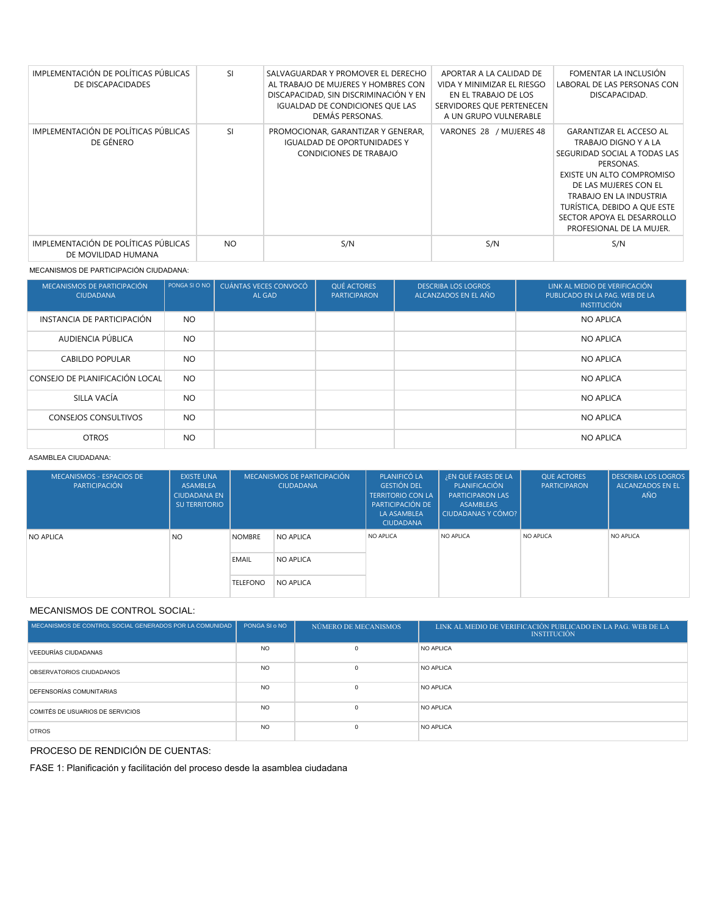| | | | | |
|---|---|---|---|---|
| IMPLEMENTACIÓN DE POLÍTICAS PÚBLICAS DE DISCAPACIDADES | SI | SALVAGUARDAR Y PROMOVER EL DERECHO AL TRABAJO DE MUJERES Y HOMBRES CON DISCAPACIDAD, SIN DISCRIMINACIÓN Y EN IGUALDAD DE CONDICIONES QUE LAS DEMÁS PERSONAS. | APORTAR A LA CALIDAD DE VIDA Y MINIMIZAR EL RIESGO EN EL TRABAJO DE LOS SERVIDORES QUE PERTENECEN A UN GRUPO VULNERABLE | FOMENTAR LA INCLUSIÓN LABORAL DE LAS PERSONAS CON DISCAPACIDAD. |
| IMPLEMENTACIÓN DE POLÍTICAS PÚBLICAS DE GÉNERO | SI | PROMOCIONAR, GARANTIZAR Y GENERAR, IGUALDAD DE OPORTUNIDADES Y CONDICIONES DE TRABAJO | VARONES 28 / MUJERES 48 | GARANTIZAR EL ACCESO AL TRABAJO DIGNO Y A LA SEGURIDAD SOCIAL A TODAS LAS PERSONAS. EXISTE UN ALTO COMPROMISO DE LAS MUJERES CON EL TRABAJO EN LA INDUSTRIA TURÍSTICA, DEBIDO A QUE ESTE SECTOR APOYA EL DESARROLLO PROFESIONAL DE LA MUJER. |
| IMPLEMENTACIÓN DE POLÍTICAS PÚBLICAS DE MOVILIDAD HUMANA | NO | S/N | S/N | S/N |

MECANISMOS DE PARTICIPACIÓN CIUDADANA:

| MECANISMOS DE PARTICIPACIÓN CIUDADANA | PONGA SI O NO | CUÁNTAS VECES CONVOCÓ AL GAD | QUÉ ACTORES PARTICIPARON | DESCRIBA LOS LOGROS ALCANZADOS EN EL AÑO | LINK AL MEDIO DE VERIFICACIÓN PUBLICADO EN LA PAG. WEB DE LA INSTITUCIÓN |
|---|---|---|---|---|---|
| INSTANCIA DE PARTICIPACIÓN | NO | | | | NO APLICA |
| AUDIENCIA PÚBLICA | NO | | | | NO APLICA |
| CABILDO POPULAR | NO | | | | NO APLICA |
| CONSEJO DE PLANIFICACIÓN LOCAL | NO | | | | NO APLICA |
| SILLA VACÍA | NO | | | | NO APLICA |
| CONSEJOS CONSULTIVOS | NO | | | | NO APLICA |
| OTROS | NO | | | | NO APLICA |

ASAMBLEA CIUDADANA:

| MECANISMOS - ESPACIOS DE PARTICIPACIÓN | EXISTE UNA ASAMBLEA CIUDADANA EN SU TERRITORIO | MECANISMOS DE PARTICIPACIÓN CIUDADANA | | PLANIFICÓ LA GESTIÓN DEL TERRITORIO CON LA PARTICIPACIÓN DE LA ASAMBLEA CIUDADANA | ¿EN QUÉ FASES DE LA PLANIFICACIÓN PARTICIPARON LAS ASAMBLEAS CIUDADANAS Y CÓMO? | QUE ACTORES PARTICIPARON | DESCRIBA LOS LOGROS ALCANZADOS EN EL AÑO |
|---|---|---|---|---|---|---|---|
| NO APLICA | NO | NOMBRE | NO APLICA | NO APLICA | NO APLICA | NO APLICA | NO APLICA |
| | | EMAIL | NO APLICA | | | | |
| | | TELEFONO | NO APLICA | | | | |

MECANISMOS DE CONTROL SOCIAL:

| MECANISMOS DE CONTROL SOCIAL GENERADOS POR LA COMUNIDAD | PONGA SI o NO | NÚMERO DE MECANISMOS | LINK AL MEDIO DE VERIFICACIÓN PUBLICADO EN LA PAG. WEB DE LA INSTITUCIÓN |
|---|---|---|---|
| VEEDURÍAS CIUDADANAS | NO | 0 | NO APLICA |
| OBSERVATORIOS CIUDADANOS | NO | 0 | NO APLICA |
| DEFENSORÍAS COMUNITARIAS | NO | 0 | NO APLICA |
| COMITÉS DE USUARIOS DE SERVICIOS | NO | 0 | NO APLICA |
| OTROS | NO | 0 | NO APLICA |

PROCESO DE RENDICIÓN DE CUENTAS:

FASE 1: Planificación y facilitación del proceso desde la asamblea ciudadana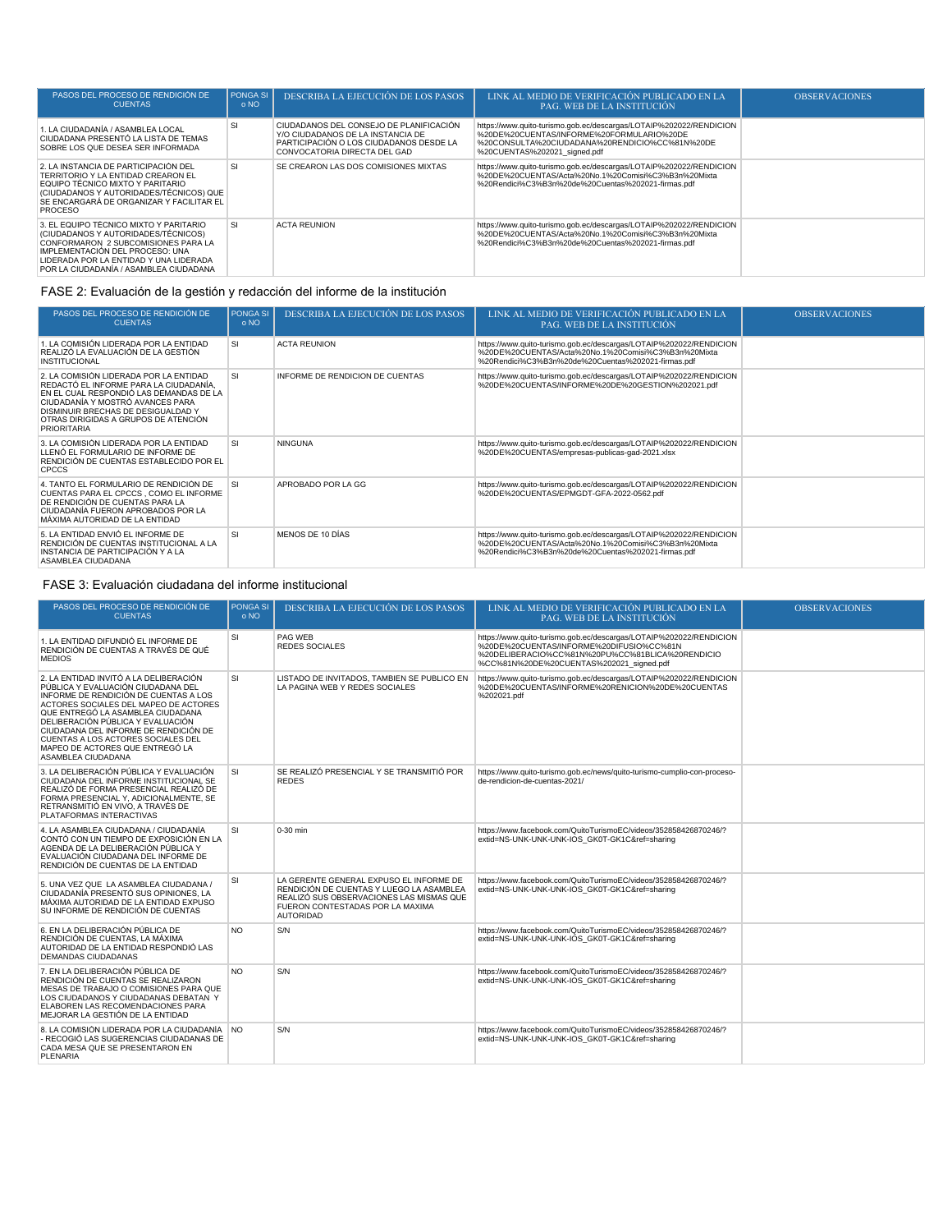| PASOS DEL PROCESO DE RENDICIÓN DE CUENTAS | PONGA SI o NO | DESCRIBA LA EJECUCIÓN DE LOS PASOS | LINK AL MEDIO DE VERIFICACIÓN PUBLICADO EN LA PAG. WEB DE LA INSTITUCIÓN | OBSERVACIONES |
|---|---|---|---|---|
| 1. LA CIUDADANÍA / ASAMBLEA LOCAL CIUDADANA PRESENTÓ LA LISTA DE TEMAS SOBRE LOS QUE DESEA SER INFORMADA | SI | CIUDADANOS DEL CONSEJO DE PLANIFICACIÓN Y/O CIUDADANOS DE LA INSTANCIA DE PARTICIPACIÓN O LOS CIUDADANOS DESDE LA CONVOCATORIA DIRECTA DEL GAD | https://www.quito-turismo.gob.ec/descargas/LOTAIP%202022/RENDICION%20DE%20CUENTAS/INFORME%20FORMULARIO%20DE%20CONSULTA%20CIUDADANA%20RENDICIO%CC%81N%20DE%20CUENTAS%202021_signed.pdf | |
| 2. LA INSTANCIA DE PARTICIPACIÓN DEL TERRITORIO Y LA ENTIDAD CREARON EL EQUIPO TÉCNICO MIXTO Y PARITARIO (CIUDADANOS Y AUTORIDADES/TÉCNICOS) QUE SE ENCARGARÁ DE ORGANIZAR Y FACILITAR EL PROCESO | SI | SE CREARON LAS DOS COMISIONES MIXTAS | https://www.quito-turismo.gob.ec/descargas/LOTAIP%202022/RENDICION%20DE%20CUENTAS/Acta%20No.1%20Comisi%C3%B3n%20Mixta%20Rendici%C3%B3n%20de%20Cuentas%202021-firmas.pdf | |
| 3. EL EQUIPO TÉCNICO MIXTO Y PARITARIO (CIUDADANOS Y AUTORIDADES/TÉCNICOS) CONFORMARON 2 SUBCOMISIONES PARA LA IMPLEMENTACIÓN DEL PROCESO: UNA LIDERADA POR LA ENTIDAD Y UNA LIDERADA POR LA CIUDADANÍA / ASAMBLEA CIUDADANA | SI | ACTA REUNION | https://www.quito-turismo.gob.ec/descargas/LOTAIP%202022/RENDICION%20DE%20CUENTAS/Acta%20No.1%20Comisi%C3%B3n%20Mixta%20Rendici%C3%B3n%20de%20Cuentas%202021-firmas.pdf | |

## FASE 2: Evaluación de la gestión y redacción del informe de la institución

| PASOS DEL PROCESO DE RENDICIÓN DE CUENTAS | PONGA SI o NO | DESCRIBA LA EJECUCIÓN DE LOS PASOS | LINK AL MEDIO DE VERIFICACIÓN PUBLICADO EN LA PAG. WEB DE LA INSTITUCIÓN | OBSERVACIONES |
|---|---|---|---|---|
| 1. LA COMISIÓN LIDERADA POR LA ENTIDAD REALIZÓ LA EVALUACIÓN DE LA GESTIÓN INSTITUCIONAL | SI | ACTA REUNION | https://www.quito-turismo.gob.ec/descargas/LOTAIP%202022/RENDICION%20DE%20CUENTAS/Acta%20No.1%20Comisi%C3%B3n%20Mixta%20Rendici%C3%B3n%20de%20Cuentas%202021-firmas.pdf | |
| 2. LA COMISIÓN LIDERADA POR LA ENTIDAD REDACTÓ EL INFORME PARA LA CIUDADANÍA, EN EL CUAL RESPONDIÓ LAS DEMANDAS DE LA CIUDADANÍA Y MOSTRÓ AVANCES PARA DISMINUIR BRECHAS DE DESIGUALDAD Y OTRAS DIRIGIDAS A GRUPOS DE ATENCIÓN PRIORITARIA | SI | INFORME DE RENDICION DE CUENTAS | https://www.quito-turismo.gob.ec/descargas/LOTAIP%202022/RENDICION%20DE%20CUENTAS/INFORME%20DE%20GESTION%202021.pdf | |
| 3. LA COMISIÓN LIDERADA POR LA ENTIDAD LLENÓ EL FORMULARIO DE INFORME DE RENDICIÓN DE CUENTAS ESTABLECIDO POR EL CPCCS | SI | NINGUNA | https://www.quito-turismo.gob.ec/descargas/LOTAIP%202022/RENDICION%20DE%20CUENTAS/empresas-publicas-gad-2021.xlsx | |
| 4. TANTO EL FORMULARIO DE RENDICIÓN DE CUENTAS PARA EL CPCCS , COMO EL INFORME DE RENDICIÓN DE CUENTAS PARA LA CIUDADANÍA FUERON APROBADOS POR LA MÁXIMA AUTORIDAD DE LA ENTIDAD | SI | APROBADO POR LA GG | https://www.quito-turismo.gob.ec/descargas/LOTAIP%202022/RENDICION%20DE%20CUENTAS/EPMGDT-GFA-2022-0562.pdf | |
| 5. LA ENTIDAD ENVIÓ EL INFORME DE RENDICIÓN DE CUENTAS INSTITUCIONAL A LA INSTANCIA DE PARTICIPACIÓN Y A LA ASAMBLEA CIUDADANA | SI | MENOS DE 10 DÍAS | https://www.quito-turismo.gob.ec/descargas/LOTAIP%202022/RENDICION%20DE%20CUENTAS/Acta%20No.1%20Comisi%C3%B3n%20Mixta%20Rendici%C3%B3n%20de%20Cuentas%202021-firmas.pdf | |

## FASE 3: Evaluación ciudadana del informe institucional

| PASOS DEL PROCESO DE RENDICIÓN DE CUENTAS | PONGA SI o NO | DESCRIBA LA EJECUCIÓN DE LOS PASOS | LINK AL MEDIO DE VERIFICACIÓN PUBLICADO EN LA PAG. WEB DE LA INSTITUCIÓN | OBSERVACIONES |
|---|---|---|---|---|
| 1. LA ENTIDAD DIFUNDIÓ EL INFORME DE RENDICIÓN DE CUENTAS A TRAVÉS DE QUÉ MEDIOS | SI | PAG WEB<br>REDES SOCIALES | https://www.quito-turismo.gob.ec/descargas/LOTAIP%202022/RENDICION%20DE%20CUENTAS/INFORME%20DIFUSIO%CC%81N%20DELIBERACIO%CC%81N%20PU%CC%81BLICA%20RENDICIO%CC%81N%20DE%20CUENTAS%202021_signed.pdf | |
| 2. LA ENTIDAD INVITÓ A LA DELIBERACIÓN PÚBLICA Y EVALUACIÓN CIUDADANA DEL INFORME DE RENDICIÓN DE CUENTAS A LOS ACTORES SOCIALES DEL MAPEO DE ACTORES QUE ENTREGÓ LA ASAMBLEA CIUDADANA DELIBERACIÓN PÚBLICA Y EVALUACIÓN CIUDADANA DEL INFORME DE RENDICIÓN DE CUENTAS A LOS ACTORES SOCIALES DEL MAPEO DE ACTORES QUE ENTREGÓ LA ASAMBLEA CIUDADANA | SI | LISTADO DE INVITADOS, TAMBIEN SE PUBLICO EN LA PAGINA WEB Y REDES SOCIALES | https://www.quito-turismo.gob.ec/descargas/LOTAIP%202022/RENDICION%20DE%20CUENTAS/INFORME%20RENICION%20DE%20CUENTAS%202021.pdf | |
| 3. LA DELIBERACIÓN PÚBLICA Y EVALUACIÓN CIUDADANA DEL INFORME INSTITUCIONAL SE REALIZÓ DE FORMA PRESENCIAL REALIZÓ DE FORMA PRESENCIAL Y, ADICIONALMENTE, SE RETRANSMITIÓ EN VIVO, A TRAVÉS DE PLATAFORMAS INTERACTIVAS | SI | SE REALIZÓ PRESENCIAL Y SE TRANSMITIÓ POR REDES | https://www.quito-turismo.gob.ec/news/quito-turismo-cumplio-con-proceso-de-rendicion-de-cuentas-2021/ | |
| 4. LA ASAMBLEA CIUDADANA / CIUDADANÍA CONTÓ CON UN TIEMPO DE EXPOSICIÓN EN LA AGENDA DE LA DELIBERACIÓN PÚBLICA Y EVALUACIÓN CIUDADANA DEL INFORME DE RENDICIÓN DE CUENTAS DE LA ENTIDAD | SI | 0-30 min | https://www.facebook.com/QuitoTurismoEC/videos/352858426870246/?extid=NS-UNK-UNK-UNK-IOS_GK0T-GK1C&ref=sharing | |
| 5. UNA VEZ QUE LA ASAMBLEA CIUDADANA / CIUDADANÍA PRESENTÓ SUS OPINIONES, LA MÁXIMA AUTORIDAD DE LA ENTIDAD EXPUSO SU INFORME DE RENDICIÓN DE CUENTAS | SI | LA GERENTE GENERAL EXPUSO EL INFORME DE RENDICIÓN DE CUENTAS Y LUEGO LA ASAMBLEA REALIZÓ SUS OBSERVACIONES LAS MISMAS QUE FUERON CONTESTADAS POR LA MAXIMA AUTORIDAD | https://www.facebook.com/QuitoTurismoEC/videos/352858426870246/?extid=NS-UNK-UNK-UNK-IOS_GK0T-GK1C&ref=sharing | |
| 6. EN LA DELIBERACIÓN PÚBLICA DE RENDICIÓN DE CUENTAS, LA MÁXIMA AUTORIDAD DE LA ENTIDAD RESPONDIÓ LAS DEMANDAS CIUDADANAS | NO | S/N | https://www.facebook.com/QuitoTurismoEC/videos/352858426870246/?extid=NS-UNK-UNK-UNK-IOS_GK0T-GK1C&ref=sharing | |
| 7. EN LA DELIBERACIÓN PÚBLICA DE RENDICIÓN DE CUENTAS SE REALIZARON MESAS DE TRABAJO O COMISIONES PARA QUE LOS CIUDADANOS Y CIUDADANAS DEBATAN Y ELABOREN LAS RECOMENDACIONES PARA MEJORAR LA GESTIÓN DE LA ENTIDAD | NO | S/N | https://www.facebook.com/QuitoTurismoEC/videos/352858426870246/?extid=NS-UNK-UNK-UNK-IOS_GK0T-GK1C&ref=sharing | |
| 8. LA COMISIÓN LIDERADA POR LA CIUDADANÍA - RECOGIÓ LAS SUGERENCIAS CIUDADANAS DE CADA MESA QUE SE PRESENTARON EN PLENARIA | NO | S/N | https://www.facebook.com/QuitoTurismoEC/videos/352858426870246/?extid=NS-UNK-UNK-UNK-IOS_GK0T-GK1C&ref=sharing | |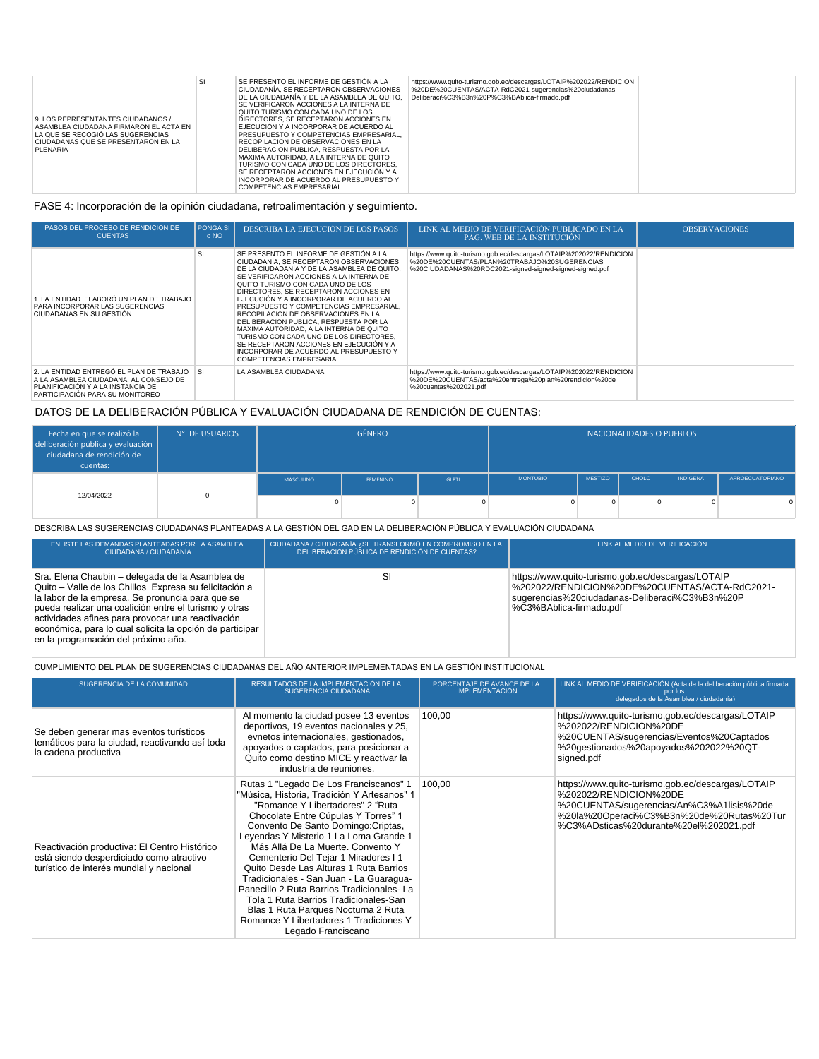| | | | | |
|---|---|---|---|---|
| 9. LOS REPRESENTANTES CIUDADANOS / ASAMBLEA CIUDADANA FIRMARON EL ACTA EN LA QUE SE RECOGIÓ LAS SUGERENCIAS CIUDADANAS QUE SE PRESENTARON EN LA PLENARIA | SI | SE PRESENTO EL INFORME DE GESTIÓN A LA CIUDADANÍA, SE RECEPTARON OBSERVACIONES DE LA CIUDADANÍA Y DE LA ASAMBLEA DE QUITO, SE VERIFICARON ACCIONES A LA INTERNA DE QUITO TURISMO CON CADA UNO DE LOS DIRECTORES, SE RECEPTARON ACCIONES EN EJECUCIÓN Y A INCORPORAR DE ACUERDO AL PRESUPUESTO Y COMPETENCIAS EMPRESARIAL, RECOPILACION DE OBSERVACIONES EN LA DELIBERACION PUBLICA, RESPUESTA POR LA MAXIMA AUTORIDAD, A LA INTERNA DE QUITO TURISMO CON CADA UNO DE LOS DIRECTORES, SE RECEPTARON ACCIONES EN EJECUCIÓN Y A INCORPORAR DE ACUERDO AL PRESUPUESTO Y COMPETENCIAS EMPRESARIAL | https://www.quito-turismo.gob.ec/descargas/LOTAIP%202022/RENDICION%20DE%20CUENTAS/ACTA-RdC2021-sugerencias%20ciudadanas-Deliberaci%C3%B3n%20P%C3%BAblica-firmado.pdf | |

FASE 4: Incorporación de la opinión ciudadana, retroalimentación y seguimiento.

| PASOS DEL PROCESO DE RENDICIÓN DE CUENTAS | PONGA SI o NO | DESCRIBA LA EJECUCIÓN DE LOS PASOS | LINK AL MEDIO DE VERIFICACIÓN PUBLICADO EN LA PAG. WEB DE LA INSTITUCIÓN | OBSERVACIONES |
|---|---|---|---|---|
| 1. LA ENTIDAD ELABORÓ UN PLAN DE TRABAJO PARA INCORPORAR LAS SUGERENCIAS CIUDADANAS EN SU GESTIÓN | SI | SE PRESENTO EL INFORME DE GESTIÓN A LA CIUDADANÍA, SE RECEPTARON OBSERVACIONES DE LA CIUDADANÍA Y DE LA ASAMBLEA DE QUITO, SE VERIFICARON ACCIONES A LA INTERNA DE QUITO TURISMO CON CADA UNO DE LOS DIRECTORES, SE RECEPTARON ACCIONES EN EJECUCIÓN Y A INCORPORAR DE ACUERDO AL PRESUPUESTO Y COMPETENCIAS EMPRESARIAL, RECOPILACION DE OBSERVACIONES EN LA DELIBERACION PUBLICA, RESPUESTA POR LA MAXIMA AUTORIDAD, A LA INTERNA DE QUITO TURISMO CON CADA UNO DE LOS DIRECTORES, SE RECEPTARON ACCIONES EN EJECUCIÓN Y A INCORPORAR DE ACUERDO AL PRESUPUESTO Y COMPETENCIAS EMPRESARIAL | https://www.quito-turismo.gob.ec/descargas/LOTAIP%202022/RENDICION%20DE%20CUENTAS/PLAN%20TRABAJO%20SUGERENCIAS%20CIUDADANAS%20RDC2021-signed-signed-signed-signed.pdf | |
| 2. LA ENTIDAD ENTREGÓ EL PLAN DE TRABAJO A LA ASAMBLEA CIUDADANA, AL CONSEJO DE PLANIFICACIÓN Y A LA INSTANCIA DE PARTICIPACIÓN PARA SU MONITOREO | SI | LA ASAMBLEA CIUDADANA | https://www.quito-turismo.gob.ec/descargas/LOTAIP%202022/RENDICION%20DE%20CUENTAS/acta%20entrega%20plan%20rendicion%20de%20cuentas%202021.pdf | |

DATOS DE LA DELIBERACIÓN PÚBLICA Y EVALUACIÓN CIUDADANA DE RENDICIÓN DE CUENTAS:

| Fecha en que se realizó la deliberación pública y evaluación ciudadana de rendición de cuentas: | N° DE USUARIOS | GÉNERO | | | NACIONALIDADES O PUEBLOS | | | | |
|---|---|---|---|---|---|---|---|---|---|
| | | MASCULINO | FEMENINO | GLBTI | MONTUBIO | MESTIZO | CHOLO | INDIGENA | AFROECUATORIANO |
| 12/04/2022 | 0 | 0 | 0 | 0 | 0 | 0 | 0 | 0 | 0 |

DESCRIBA LAS SUGERENCIAS CIUDADANAS PLANTEADAS A LA GESTIÓN DEL GAD EN LA DELIBERACIÓN PÚBLICA Y EVALUACIÓN CIUDADANA

| ENLISTE LAS DEMANDAS PLANTEADAS POR LA ASAMBLEA CIUDADANA / CIUDADANÍA | CIUDADANA / CIUDADANÍA ¿SE TRANSFORMÓ EN COMPROMISO EN LA DELIBERACIÓN PÚBLICA DE RENDICIÓN DE CUENTAS? | LINK AL MEDIO DE VERIFICACIÓN |
|---|---|---|
| Sra. Elena Chaubin – delegada de la Asamblea de Quito – Valle de los Chillos Expresa su felicitación a la labor de la empresa. Se pronuncia para que se pueda realizar una coalición entre el turismo y otras actividades afines para provocar una reactivación económica, para lo cual solicita la opción de participar en la programación del próximo año. | SI | https://www.quito-turismo.gob.ec/descargas/LOTAIP%202022/RENDICION%20DE%20CUENTAS/ACTA-RdC2021-sugerencias%20ciudadanas-Deliberaci%C3%B3n%20P%C3%BAblica-firmado.pdf |

CUMPLIMIENTO DEL PLAN DE SUGERENCIAS CIUDADANAS DEL AÑO ANTERIOR IMPLEMENTADAS EN LA GESTIÓN INSTITUCIONAL

| SUGERENCIA DE LA COMUNIDAD | RESULTADOS DE LA IMPLEMENTACIÓN DE LA SUGERENCIA CIUDADANA | PORCENTAJE DE AVANCE DE LA IMPLEMENTACIÓN | LINK AL MEDIO DE VERIFICACIÓN (Acta de la deliberación pública firmada por los delegados de la Asamblea / ciudadanía) |
|---|---|---|---|
| Se deben generar mas eventos turísticos temáticos para la ciudad, reactivando así toda la cadena productiva | Al momento la ciudad posee 13 eventos deportivos, 19 eventos nacionales y 25, evnetos internacionales, gestionados, apoyados o captados, para posicionar a Quito como destino MICE y reactivar la industria de reuniones. | 100,00 | https://www.quito-turismo.gob.ec/descargas/LOTAIP%202022/RENDICION%20DE%20CUENTAS/sugerencias/Eventos%20Captados%20gestionados%20apoyados%202022%20QT-signed.pdf |
| Reactivación productiva: El Centro Histórico está siendo desperdiciado como atractivo turístico de interés mundial y nacional | Rutas 1 "Legado De Los Franciscanos" 1 "Música, Historia, Tradición Y Artesanos" 1 "Romance Y Libertadores" 2 "Ruta Chocolate Entre Cúpulas Y Torres" 1 Convento De Santo Domingo:Criptas, Leyendas Y Misterio 1 La Loma Grande 1 Más Allá De La Muerte. Convento Y Cementerio Del Tejar 1 Miradores I 1 Quito Desde Las Alturas 1 Ruta Barrios Tradicionales - San Juan - La Guaragua-Panecillo 2 Ruta Barrios Tradicionales- La Tola 1 Ruta Barrios Tradicionales-San Blas 1 Ruta Parques Nocturna 2 Ruta Romance Y Libertadores 1 Tradiciones Y Legado Franciscano | 100,00 | https://www.quito-turismo.gob.ec/descargas/LOTAIP%202022/RENDICION%20DE%20CUENTAS/sugerencias/An%C3%A1lisis%20de%20la%20Operaci%C3%B3n%20de%20Rutas%20Tur%C3%ADsticas%20durante%20el%202021.pdf |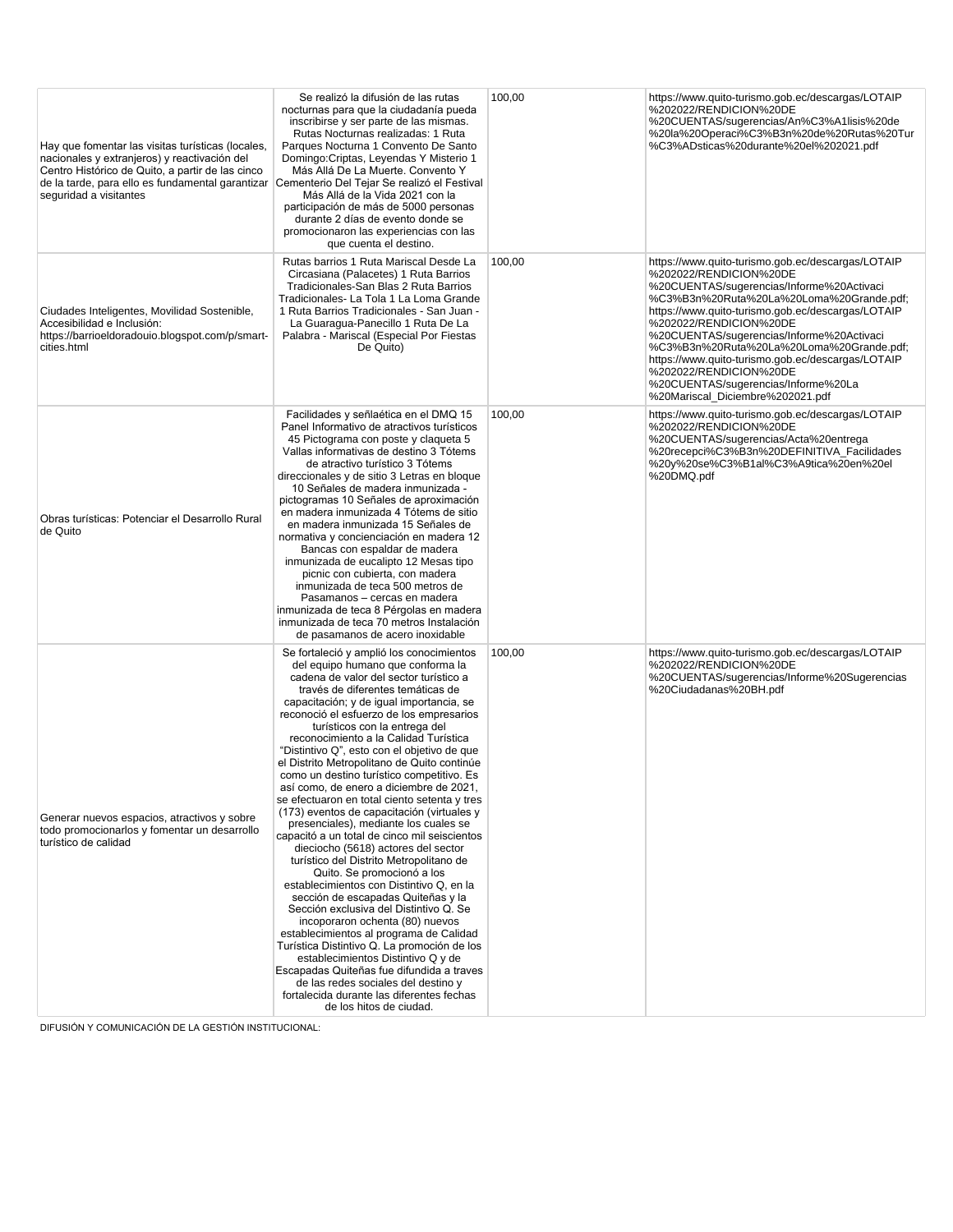| | | | |
|---|---|---|---|
| Hay que fomentar las visitas turísticas (locales, nacionales y extranjeros) y reactivación del Centro Histórico de Quito, a partir de las cinco de la tarde, para ello es fundamental garantizar seguridad a visitantes | Se realizó la difusión de las rutas nocturnas para que la ciudadanía pueda inscribirse y ser parte de las mismas. Rutas Nocturnas realizadas: 1 Ruta Parques Nocturna 1 Convento De Santo Domingo:Criptas, Leyendas Y Misterio 1 Más Allá De La Muerte. Convento Y Cementerio Del Tejar Se realizó el Festival Más Allá de la Vida 2021 con la participación de más de 5000 personas durante 2 días de evento donde se promocionaron las experiencias con las que cuenta el destino. | 100,00 | https://www.quito-turismo.gob.ec/descargas/LOTAIP%202022/RENDICION%20DE%20CUENTAS/sugerencias/An%C3%A1lisis%20de%20la%20Operaci%C3%B3n%20de%20Rutas%20Tur%C3%ADsticas%20durante%20el%202021.pdf |
| Ciudades Inteligentes, Movilidad Sostenible, Accesibilidad e Inclusión: https://barrioeldoradouio.blogspot.com/p/smart-cities.html | Rutas barrios 1 Ruta Mariscal Desde La Circasiana (Palacetes) 1 Ruta Barrios Tradicionales-San Blas 2 Ruta Barrios Tradicionales- La Tola 1 La Loma Grande 1 Ruta Barrios Tradicionales - San Juan - La Guaragua-Panecillo 1 Ruta De La Palabra - Mariscal (Especial Por Fiestas De Quito) | 100,00 | https://www.quito-turismo.gob.ec/descargas/LOTAIP%202022/RENDICION%20DE%20CUENTAS/sugerencias/Informe%20Activaci%C3%B3n%20Ruta%20La%20Loma%20Grande.pdf; https://www.quito-turismo.gob.ec/descargas/LOTAIP%202022/RENDICION%20DE%20CUENTAS/sugerencias/Informe%20Activaci%C3%B3n%20Ruta%20La%20Loma%20Grande.pdf; https://www.quito-turismo.gob.ec/descargas/LOTAIP%202022/RENDICION%20DE%20CUENTAS/sugerencias/Informe%20La%20Mariscal_Diciembre%202021.pdf |
| Obras turísticas: Potenciar el Desarrollo Rural de Quito | Facilidades y señaléctica en el DMQ 15 Panel Informativo de atractivos turísticos 45 Pictograma con poste y claqueta 5 Vallas informativas de destino 3 Tótems de atractivo turístico 3 Tótems direccionales y de sitio 3 Letras en bloque 10 Señales de madera inmunizada - pictogramas 10 Señales de aproximación en madera inmunizada 4 Tótems de sitio en madera inmunizada 15 Señales de normativa y concienciación en madera 12 Bancas con espaldar de madera inmunizada de eucalipto 12 Mesas tipo picnic con cubierta, con madera inmunizada de teca 500 metros de Pasamanos – cercas en madera inmunizada de teca 8 Pérgolas en madera inmunizada de teca 70 metros Instalación de pasamanos de acero inoxidable | 100,00 | https://www.quito-turismo.gob.ec/descargas/LOTAIP%202022/RENDICION%20DE%20CUENTAS/sugerencias/Acta%20entrega%20recepci%C3%B3n%20DEFINITIVA_Facilidades%20y%20se%C3%B1al%C3%A9tica%20en%20el%20DMQ.pdf |
| Generar nuevos espacios, atractivos y sobre todo promocionarlos y fomentar un desarrollo turístico de calidad | Se fortaleció y amplió los conocimientos del equipo humano que conforma la cadena de valor del sector turístico a través de diferentes temáticas de capacitación; y de igual importancia, se reconoció el esfuerzo de los empresarios turísticos con la entrega del reconocimiento a la Calidad Turística "Distintivo Q", esto con el objetivo de que el Distrito Metropolitano de Quito continúe como un destino turístico competitivo. Es así como, de enero a diciembre de 2021, se efectuaron en total ciento setenta y tres (173) eventos de capacitación (virtuales y presenciales), mediante los cuales se capacitó a un total de cinco mil seiscientos dieciocho (5618) actores del sector turístico del Distrito Metropolitano de Quito. Se promocionó a los establecimientos con Distintivo Q, en la sección de escapadas Quiteñas y la Sección exclusiva del Distintivo Q. Se incoporaron ochenta (80) nuevos establecimientos al programa de Calidad Turística Distintivo Q. La promoción de los establecimientos Distintivo Q y de Escapadas Quiteñas fue difundida a traves de las redes sociales del destino y fortalecida durante las diferentes fechas de los hitos de ciudad. | 100,00 | https://www.quito-turismo.gob.ec/descargas/LOTAIP%202022/RENDICION%20DE%20CUENTAS/sugerencias/Informe%20Sugerencias%20Ciudadanas%20BH.pdf |

DIFUSIÓN Y COMUNICACIÓN DE LA GESTIÓN INSTITUCIONAL: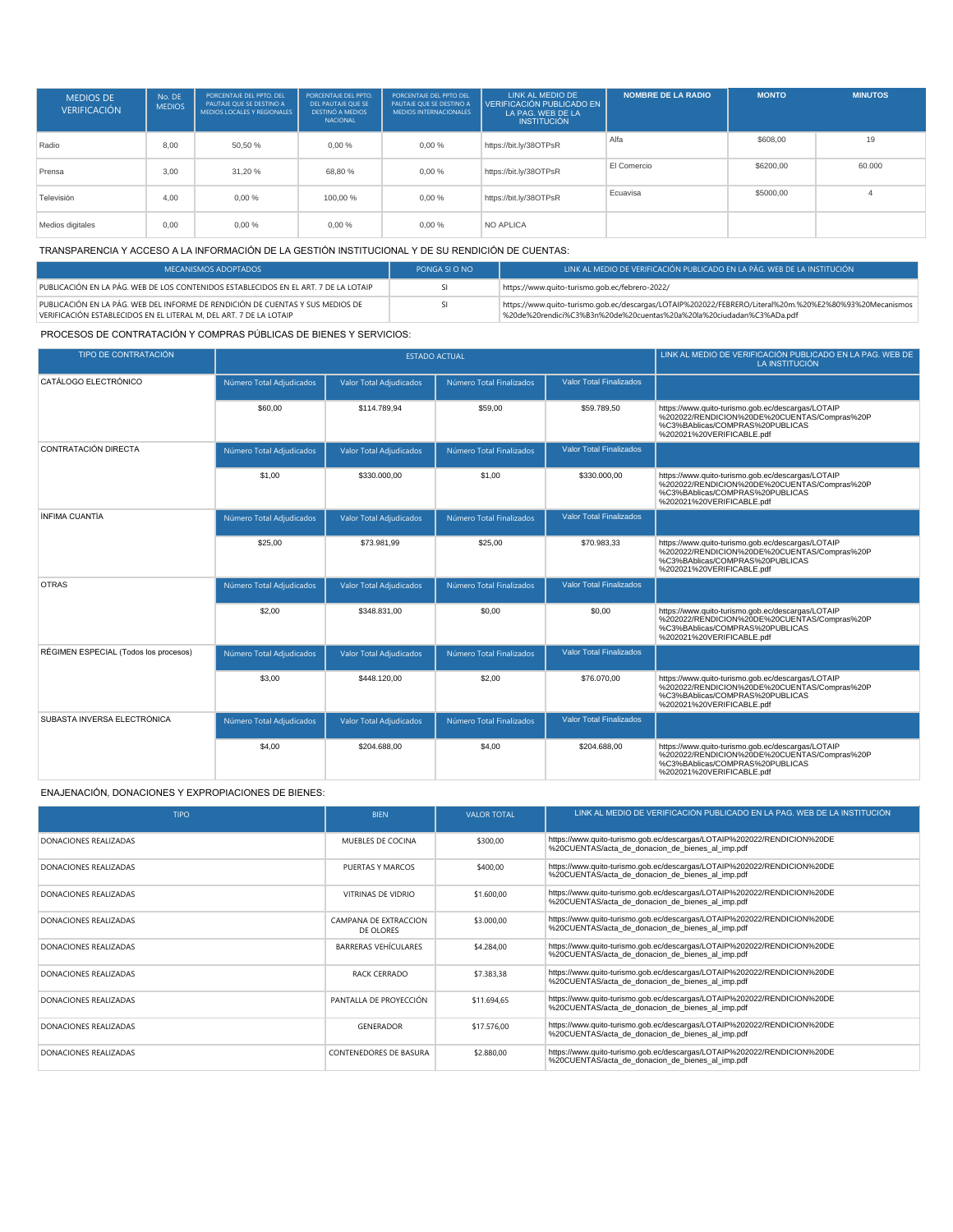| MEDIOS DE VERIFICACIÓN | No. DE MEDIOS | PORCENTAJE DEL PPTO. DEL PAUTAJE QUE SE DESTINO A MEDIOS LOCALES Y REGIONALES | PORCENTAJE DEL PPTO. DEL PAUTAJE QUE SE DESTINÓ A MEDIOS NACIONAL | PORCENTAJE DEL PPTO DEL PAUTAJE QUE SE DESTINO A MEDIOS INTERNACIONALES | LINK AL MEDIO DE VERIFICACIÓN PUBLICADO EN LA PAG. WEB DE LA INSTITUCIÓN | NOMBRE DE LA RADIO | MONTO | MINUTOS |
|---|---|---|---|---|---|---|---|---|
| Radio | 8,00 | 50,50 % | 0,00 % | 0,00 % | https://bit.ly/38OTPsR | Alfa | $608,00 | 19 |
| Prensa | 3,00 | 31,20 % | 68,80 % | 0,00 % | https://bit.ly/38OTPsR | El Comercio | $6200,00 | 60.000 |
| Televisión | 4,00 | 0,00 % | 100,00 % | 0,00 % | https://bit.ly/38OTPsR | Ecuavisa | $5000,00 | 4 |
| Medios digitales | 0,00 | 0,00 % | 0,00 % | 0,00 % | NO APLICA | | | |

TRANSPARENCIA Y ACCESO A LA INFORMACIÓN DE LA GESTIÓN INSTITUCIONAL Y DE SU RENDICIÓN DE CUENTAS:

| MECANISMOS ADOPTADOS | PONGA SI O NO | LINK AL MEDIO DE VERIFICACIÓN PUBLICADO EN LA PÁG. WEB DE LA INSTITUCIÓN |
|---|---|---|
| PUBLICACIÓN EN LA PÁG. WEB DE LOS CONTENIDOS ESTABLECIDOS EN EL ART. 7 DE LA LOTAIP | SI | https://www.quito-turismo.gob.ec/febrero-2022/ |
| PUBLICACIÓN EN LA PÁG. WEB DEL INFORME DE RENDICIÓN DE CUENTAS Y SUS MEDIOS DE VERIFICACIÓN ESTABLECIDOS EN EL LITERAL M, DEL ART. 7 DE LA LOTAIP | SI | https://www.quito-turismo.gob.ec/descargas/LOTAIP%202022/FEBRERO/Literal%20m.%20%E2%80%93%20Mecanismos%20de%20rendici%C3%B3n%20de%20cuentas%20a%20la%20ciudadan%C3%ADa.pdf |

PROCESOS DE CONTRATACIÓN Y COMPRAS PÚBLICAS DE BIENES Y SERVICIOS:

| TIPO DE CONTRATACIÓN | ESTADO ACTUAL | | | | LINK AL MEDIO DE VERIFICACIÓN PUBLICADO EN LA PAG. WEB DE LA INSTITUCIÓN |
|---|---|---|---|---|---|
| CATÁLOGO ELECTRÓNICO | Número Total Adjudicados | Valor Total Adjudicados | Número Total Finalizados | Valor Total Finalizados | |
| | $60,00 | $114.789,94 | $59,00 | $59.789,50 | https://www.quito-turismo.gob.ec/descargas/LOTAIP%202022/RENDICION%20DE%20CUENTAS/Compras%20P%C3%BAblicas/COMPRAS%20PUBLICAS%202021%20VERIFICABLE.pdf |
| CONTRATACIÓN DIRECTA | Número Total Adjudicados | Valor Total Adjudicados | Número Total Finalizados | Valor Total Finalizados | |
| | $1,00 | $330.000,00 | $1,00 | $330.000,00 | https://www.quito-turismo.gob.ec/descargas/LOTAIP%202022/RENDICION%20DE%20CUENTAS/Compras%20P%C3%BAblicas/COMPRAS%20PUBLICAS%202021%20VERIFICABLE.pdf |
| ÍNFIMA CUANTÍA | Número Total Adjudicados | Valor Total Adjudicados | Número Total Finalizados | Valor Total Finalizados | |
| | $25,00 | $73.981,99 | $25,00 | $70.983,33 | https://www.quito-turismo.gob.ec/descargas/LOTAIP%202022/RENDICION%20DE%20CUENTAS/Compras%20P%C3%BAblicas/COMPRAS%20PUBLICAS%202021%20VERIFICABLE.pdf |
| OTRAS | Número Total Adjudicados | Valor Total Adjudicados | Número Total Finalizados | Valor Total Finalizados | |
| | $2,00 | $348.831,00 | $0,00 | $0,00 | https://www.quito-turismo.gob.ec/descargas/LOTAIP%202022/RENDICION%20DE%20CUENTAS/Compras%20P%C3%BAblicas/COMPRAS%20PUBLICAS%202021%20VERIFICABLE.pdf |
| RÉGIMEN ESPECIAL (Todos los procesos) | Número Total Adjudicados | Valor Total Adjudicados | Número Total Finalizados | Valor Total Finalizados | |
| | $3,00 | $448.120,00 | $2,00 | $76.070,00 | https://www.quito-turismo.gob.ec/descargas/LOTAIP%202022/RENDICION%20DE%20CUENTAS/Compras%20P%C3%BAblicas/COMPRAS%20PUBLICAS%202021%20VERIFICABLE.pdf |
| SUBASTA INVERSA ELECTRÓNICA | Número Total Adjudicados | Valor Total Adjudicados | Número Total Finalizados | Valor Total Finalizados | |
| | $4,00 | $204.688,00 | $4,00 | $204.688,00 | https://www.quito-turismo.gob.ec/descargas/LOTAIP%202022/RENDICION%20DE%20CUENTAS/Compras%20P%C3%BAblicas/COMPRAS%20PUBLICAS%202021%20VERIFICABLE.pdf |

ENAJENACIÓN, DONACIONES Y EXPROPIACIONES DE BIENES:

| TIPO | BIEN | VALOR TOTAL | LINK AL MEDIO DE VERIFICACIÓN PUBLICADO EN LA PAG. WEB DE LA INSTITUCIÓN |
|---|---|---|---|
| DONACIONES REALIZADAS | MUEBLES DE COCINA | $300,00 | https://www.quito-turismo.gob.ec/descargas/LOTAIP%202022/RENDICION%20DE%20CUENTAS/acta_de_donacion_de_bienes_al_imp.pdf |
| DONACIONES REALIZADAS | PUERTAS Y MARCOS | $400,00 | https://www.quito-turismo.gob.ec/descargas/LOTAIP%202022/RENDICION%20DE%20CUENTAS/acta_de_donacion_de_bienes_al_imp.pdf |
| DONACIONES REALIZADAS | VITRINAS DE VIDRIO | $1.600,00 | https://www.quito-turismo.gob.ec/descargas/LOTAIP%202022/RENDICION%20DE%20CUENTAS/acta_de_donacion_de_bienes_al_imp.pdf |
| DONACIONES REALIZADAS | CAMPANA DE EXTRACCION DE OLORES | $3.000,00 | https://www.quito-turismo.gob.ec/descargas/LOTAIP%202022/RENDICION%20DE%20CUENTAS/acta_de_donacion_de_bienes_al_imp.pdf |
| DONACIONES REALIZADAS | BARRERAS VEHÍCULARES | $4.284,00 | https://www.quito-turismo.gob.ec/descargas/LOTAIP%202022/RENDICION%20DE%20CUENTAS/acta_de_donacion_de_bienes_al_imp.pdf |
| DONACIONES REALIZADAS | RACK CERRADO | $7.383,38 | https://www.quito-turismo.gob.ec/descargas/LOTAIP%202022/RENDICION%20DE%20CUENTAS/acta_de_donacion_de_bienes_al_imp.pdf |
| DONACIONES REALIZADAS | PANTALLA DE PROYECCIÓN | $11.694,65 | https://www.quito-turismo.gob.ec/descargas/LOTAIP%202022/RENDICION%20DE%20CUENTAS/acta_de_donacion_de_bienes_al_imp.pdf |
| DONACIONES REALIZADAS | GENERADOR | $17.576,00 | https://www.quito-turismo.gob.ec/descargas/LOTAIP%202022/RENDICION%20DE%20CUENTAS/acta_de_donacion_de_bienes_al_imp.pdf |
| DONACIONES REALIZADAS | CONTENEDORES DE BASURA | $2.880,00 | https://www.quito-turismo.gob.ec/descargas/LOTAIP%202022/RENDICION%20DE%20CUENTAS/acta_de_donacion_de_bienes_al_imp.pdf |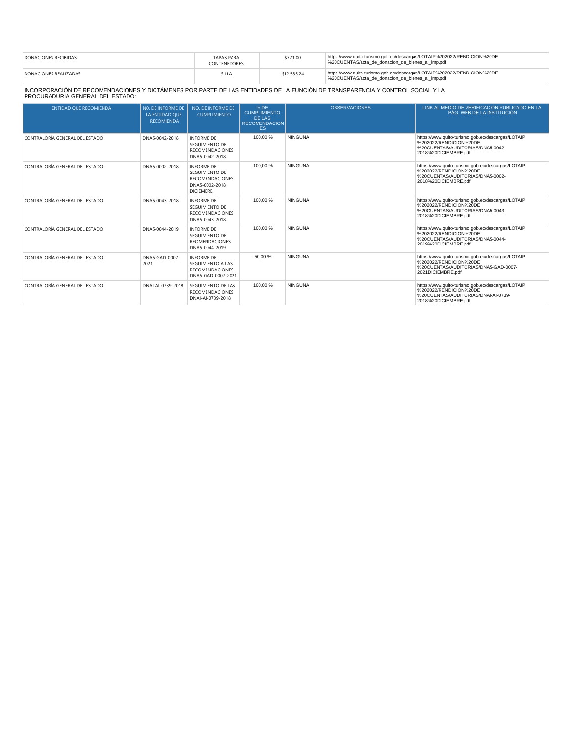| | | | |
|---|---|---|---|
| DONACIONES RECIBIDAS | TAPAS PARA CONTENEDORES | $771,00 | https://www.quito-turismo.gob.ec/descargas/LOTAIP%202022/RENDICION%20DE%20CUENTAS/acta_de_donacion_de_bienes_al_imp.pdf |
| DONACIONES REALIZADAS | SILLA | $12.535,24 | https://www.quito-turismo.gob.ec/descargas/LOTAIP%202022/RENDICION%20DE%20CUENTAS/acta_de_donacion_de_bienes_al_imp.pdf |

INCORPORACIÓN DE RECOMENDACIONES Y DICTÁMENES POR PARTE DE LAS ENTIDADES DE LA FUNCIÓN DE TRANSPARENCIA Y CONTROL SOCIAL Y LA PROCURADURIA GENERAL DEL ESTADO:

| ENTIDAD QUE RECOMIENDA | NO. DE INFORME DE LA ENTIDAD QUE RECOMIENDA | NO. DE INFORME DE CUMPLIMIENTO | % DE CUMPLIMIENTO DE LAS RECOMENDACIONES | OBSERVACIONES | LINK AL MEDIO DE VERIFICACIÓN PUBLICADO EN LA PÁG. WEB DE LA INSTITUCIÓN |
|---|---|---|---|---|---|
| CONTRALORÍA GENERAL DEL ESTADO | DNA5-0042-2018 | INFORME DE SEGUIMIENTO DE RECOMENDACIONES DNA5-0042-2018 | 100,00 % | NINGUNA | https://www.quito-turismo.gob.ec/descargas/LOTAIP%202022/RENDICION%20DE%20CUENTAS/AUDITORIAS/DNA5-0042-2018%20DICIEMBRE.pdf |
| CONTRALORÍA GENERAL DEL ESTADO | DNA5-0002-2018 | INFORME DE SEGUIMIENTO DE RECOMENDACIONES DNA5-0002-2018 DICIEMBRE | 100,00 % | NINGUNA | https://www.quito-turismo.gob.ec/descargas/LOTAIP%202022/RENDICION%20DE%20CUENTAS/AUDITORIAS/DNA5-0002-2018%20DICIEMBRE.pdf |
| CONTRALORÍA GENERAL DEL ESTADO | DNA5-0043-2018 | INFORME DE SEGUIMIENTO DE RECOMENDACIONES DNA5-0043-2018 | 100,00 % | NINGUNA | https://www.quito-turismo.gob.ec/descargas/LOTAIP%202022/RENDICION%20DE%20CUENTAS/AUDITORIAS/DNA5-0043-2018%20DICIEMBRE.pdf |
| CONTRALORÍA GENERAL DEL ESTADO | DNA5-0044-2019 | INFORME DE SEGUIMIENTO DE REOMENDACIONES DNA5-0044-2019 | 100,00 % | NINGUNA | https://www.quito-turismo.gob.ec/descargas/LOTAIP%202022/RENDICION%20DE%20CUENTAS/AUDITORIAS/DNA5-0044-2019%20DICIEMBRE.pdf |
| CONTRALORÍA GENERAL DEL ESTADO | DNA5-GAD-0007-2021 | INFORME DE SEGUIMIENTO A LAS RECOMENDACIONES DNA5-GAD-0007-2021 | 50,00 % | NINGUNA | https://www.quito-turismo.gob.ec/descargas/LOTAIP%202022/RENDICION%20DE%20CUENTAS/AUDITORIAS/DNA5-GAD-0007-2021DICIEMBRE.pdf |
| CONTRALORÍA GENERAL DEL ESTADO | DNAI-AI-0739-2018 | SEGUIMIENTO DE LAS RECOMENDACIONES DNAI-AI-0739-2018 | 100,00 % | NINGUNA | https://www.quito-turismo.gob.ec/descargas/LOTAIP%202022/RENDICION%20DE%20CUENTAS/AUDITORIAS/DNAI-AI-0739-2018%20DICIEMBRE.pdf |